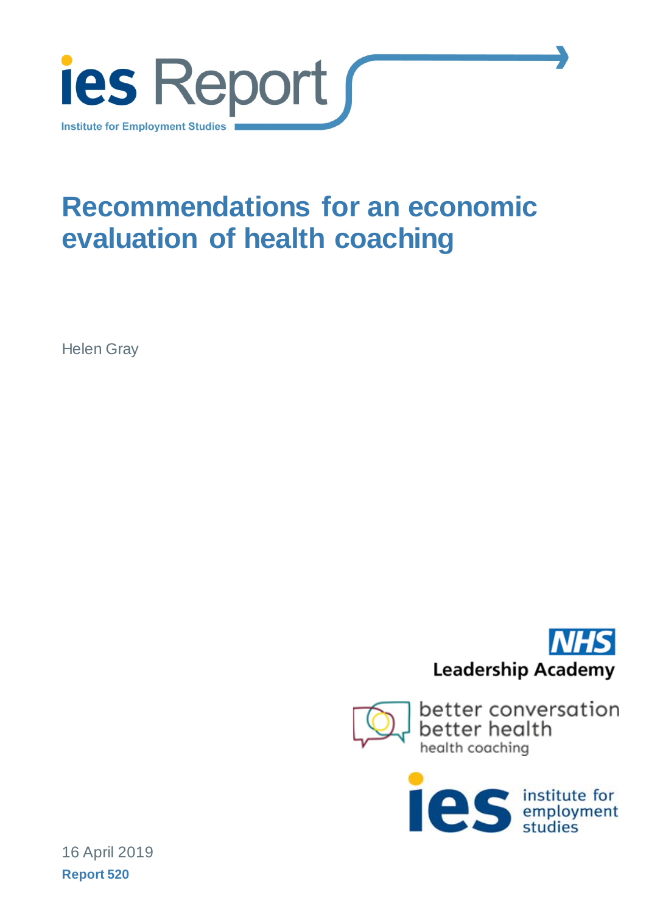ies Report

Institute for Employment Studies

# Recommendations for an economic evaluation of health coaching

Helen Gray

NHS Leadership Academy

better conversation better health health coaching

ies institute for employment studies

16 April 2019

**Report 520**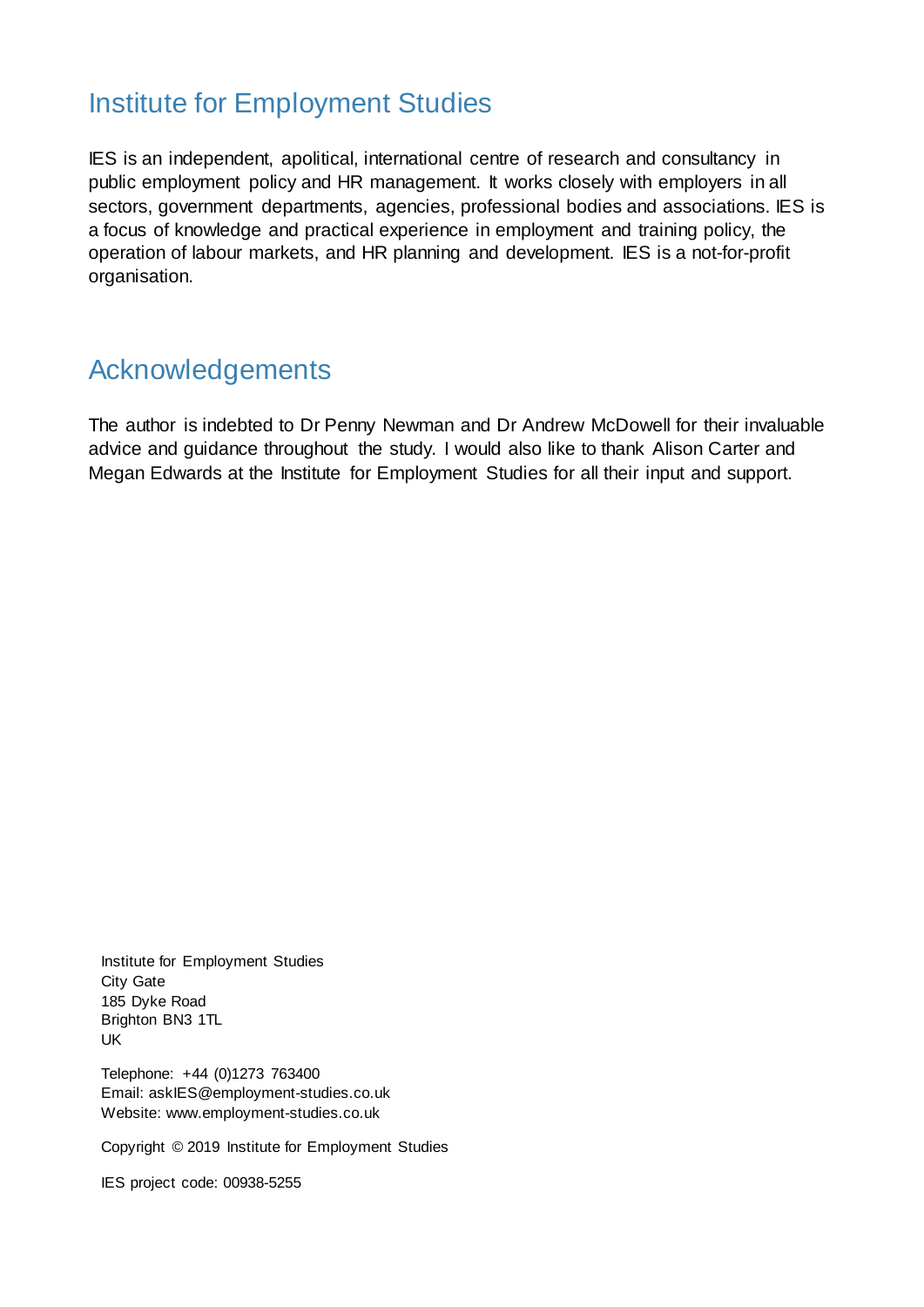## Institute for Employment Studies

IES is an independent, apolitical, international centre of research and consultancy in public employment policy and HR management. It works closely with employers in all sectors, government departments, agencies, professional bodies and associations. IES is a focus of knowledge and practical experience in employment and training policy, the operation of labour markets, and HR planning and development. IES is a not-for-profit organisation.

## Acknowledgements

The author is indebted to Dr Penny Newman and Dr Andrew McDowell for their invaluable advice and guidance throughout the study. I would also like to thank Alison Carter and Megan Edwards at the Institute for Employment Studies for all their input and support.

Institute for Employment Studies
City Gate
185 Dyke Road
Brighton BN3 1TL
UK

Telephone: +44 (0)1273 763400
Email: askIES@employment-studies.co.uk
Website: www.employment-studies.co.uk

Copyright © 2019 Institute for Employment Studies

IES project code: 00938-5255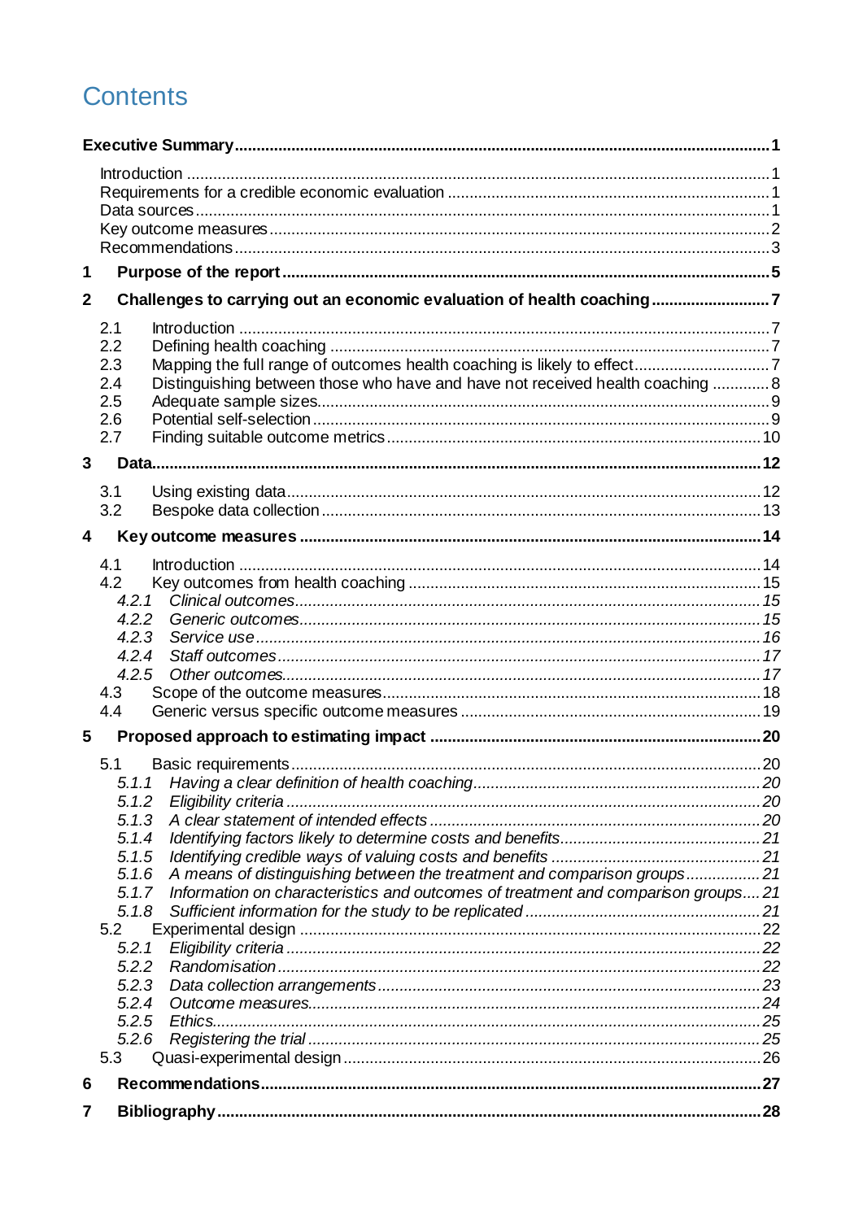# Contents

**Executive Summary** .... **1**

- Introduction .... 1
- Requirements for a credible economic evaluation .... 1
- Data sources .... 1
- Key outcome measures .... 2
- Recommendations .... 3

**1 Purpose of the report** .... **5**

**2 Challenges to carrying out an economic evaluation of health coaching** .... **7**

- 2.1 Introduction .... 7
- 2.2 Defining health coaching .... 7
- 2.3 Mapping the full range of outcomes health coaching is likely to effect .... 7
- 2.4 Distinguishing between those who have and have not received health coaching .... 8
- 2.5 Adequate sample sizes .... 9
- 2.6 Potential self-selection .... 9
- 2.7 Finding suitable outcome metrics .... 10

**3 Data** .... **12**

- 3.1 Using existing data .... 12
- 3.2 Bespoke data collection .... 13

**4 Key outcome measures** .... **14**

- 4.1 Introduction .... 14
- 4.2 Key outcomes from health coaching .... 15
  - *4.2.1 Clinical outcomes* .... *15*
  - *4.2.2 Generic outcomes* .... *15*
  - *4.2.3 Service use* .... *16*
  - *4.2.4 Staff outcomes* .... *17*
  - *4.2.5 Other outcomes* .... *17*
- 4.3 Scope of the outcome measures .... 18
- 4.4 Generic versus specific outcome measures .... 19

**5 Proposed approach to estimating impact** .... **20**

- 5.1 Basic requirements .... 20
  - *5.1.1 Having a clear definition of health coaching* .... *20*
  - *5.1.2 Eligibility criteria* .... *20*
  - *5.1.3 A clear statement of intended effects* .... *20*
  - *5.1.4 Identifying factors likely to determine costs and benefits* .... *21*
  - *5.1.5 Identifying credible ways of valuing costs and benefits* .... *21*
  - *5.1.6 A means of distinguishing between the treatment and comparison groups* .... *21*
  - *5.1.7 Information on characteristics and outcomes of treatment and comparison groups* .... *21*
  - *5.1.8 Sufficient information for the study to be replicated* .... *21*
- 5.2 Experimental design .... 22
  - *5.2.1 Eligibility criteria* .... *22*
  - *5.2.2 Randomisation* .... *22*
  - *5.2.3 Data collection arrangements* .... *23*
  - *5.2.4 Outcome measures* .... *24*
  - *5.2.5 Ethics* .... *25*
  - *5.2.6 Registering the trial* .... *25*
- 5.3 Quasi-experimental design .... 26

**6 Recommendations** .... **27**

**7 Bibliography** .... **28**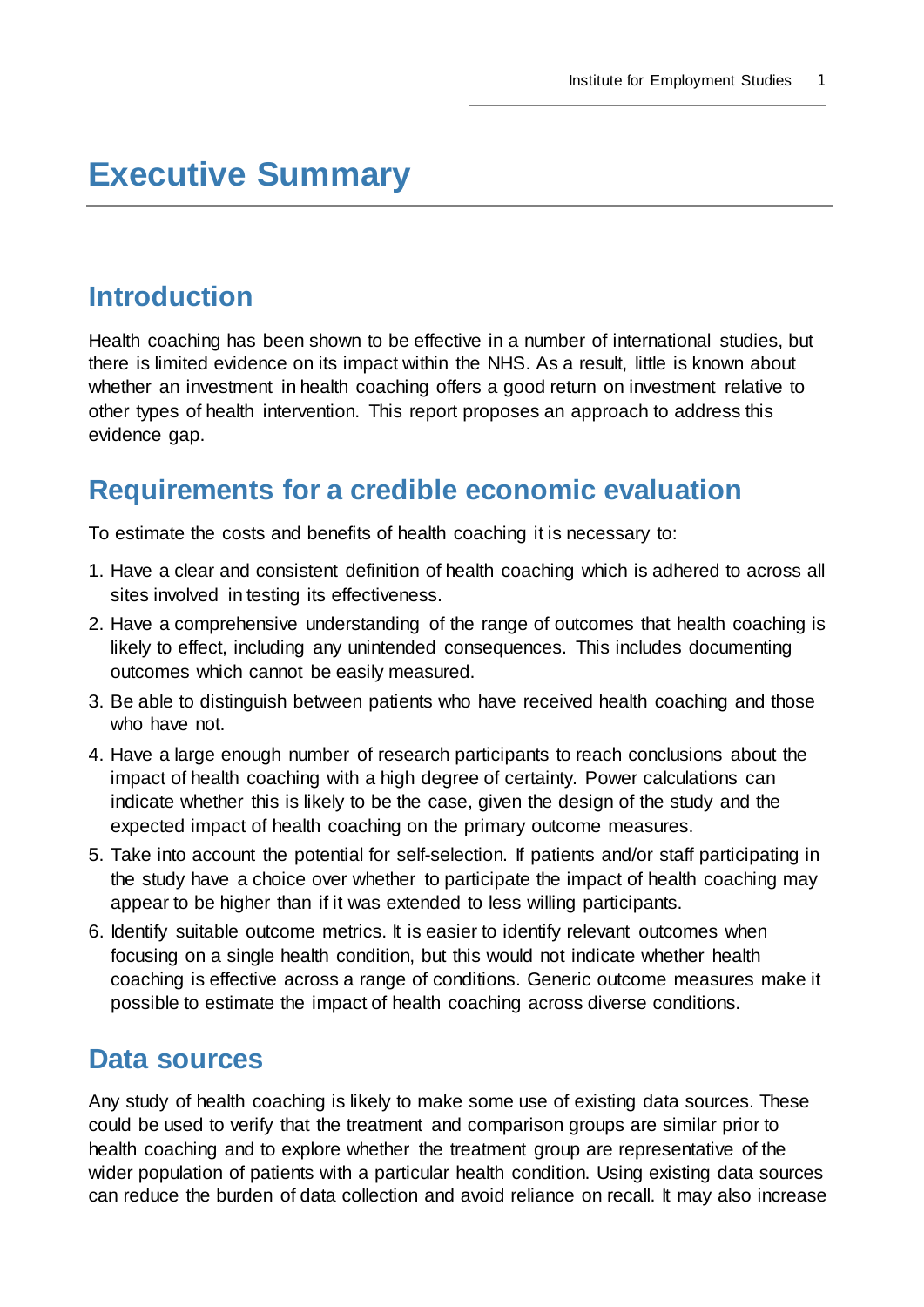# Executive Summary

## Introduction

Health coaching has been shown to be effective in a number of international studies, but there is limited evidence on its impact within the NHS. As a result, little is known about whether an investment in health coaching offers a good return on investment relative to other types of health intervention. This report proposes an approach to address this evidence gap.

## Requirements for a credible economic evaluation

To estimate the costs and benefits of health coaching it is necessary to:

1. Have a clear and consistent definition of health coaching which is adhered to across all sites involved in testing its effectiveness.
2. Have a comprehensive understanding of the range of outcomes that health coaching is likely to effect, including any unintended consequences. This includes documenting outcomes which cannot be easily measured.
3. Be able to distinguish between patients who have received health coaching and those who have not.
4. Have a large enough number of research participants to reach conclusions about the impact of health coaching with a high degree of certainty. Power calculations can indicate whether this is likely to be the case, given the design of the study and the expected impact of health coaching on the primary outcome measures.
5. Take into account the potential for self-selection. If patients and/or staff participating in the study have a choice over whether to participate the impact of health coaching may appear to be higher than if it was extended to less willing participants.
6. Identify suitable outcome metrics. It is easier to identify relevant outcomes when focusing on a single health condition, but this would not indicate whether health coaching is effective across a range of conditions. Generic outcome measures make it possible to estimate the impact of health coaching across diverse conditions.

## Data sources

Any study of health coaching is likely to make some use of existing data sources. These could be used to verify that the treatment and comparison groups are similar prior to health coaching and to explore whether the treatment group are representative of the wider population of patients with a particular health condition. Using existing data sources can reduce the burden of data collection and avoid reliance on recall. It may also increase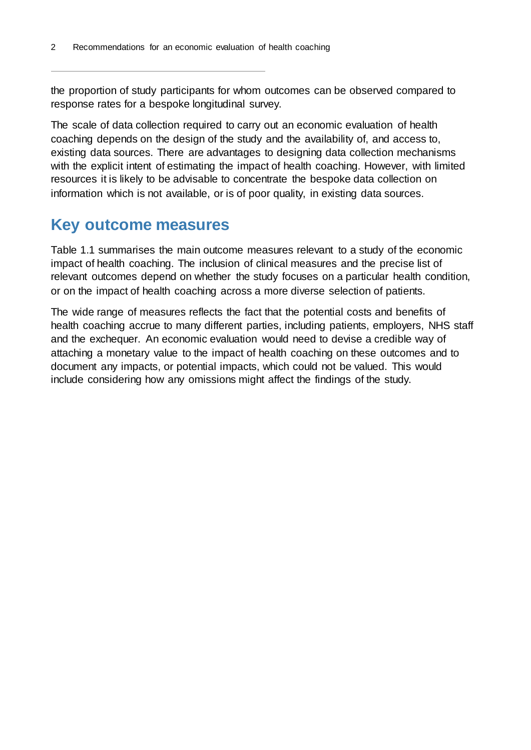the proportion of study participants for whom outcomes can be observed compared to response rates for a bespoke longitudinal survey.

The scale of data collection required to carry out an economic evaluation of health coaching depends on the design of the study and the availability of, and access to, existing data sources. There are advantages to designing data collection mechanisms with the explicit intent of estimating the impact of health coaching. However, with limited resources it is likely to be advisable to concentrate the bespoke data collection on information which is not available, or is of poor quality, in existing data sources.

## Key outcome measures

Table 1.1 summarises the main outcome measures relevant to a study of the economic impact of health coaching. The inclusion of clinical measures and the precise list of relevant outcomes depend on whether the study focuses on a particular health condition, or on the impact of health coaching across a more diverse selection of patients.

The wide range of measures reflects the fact that the potential costs and benefits of health coaching accrue to many different parties, including patients, employers, NHS staff and the exchequer. An economic evaluation would need to devise a credible way of attaching a monetary value to the impact of health coaching on these outcomes and to document any impacts, or potential impacts, which could not be valued. This would include considering how any omissions might affect the findings of the study.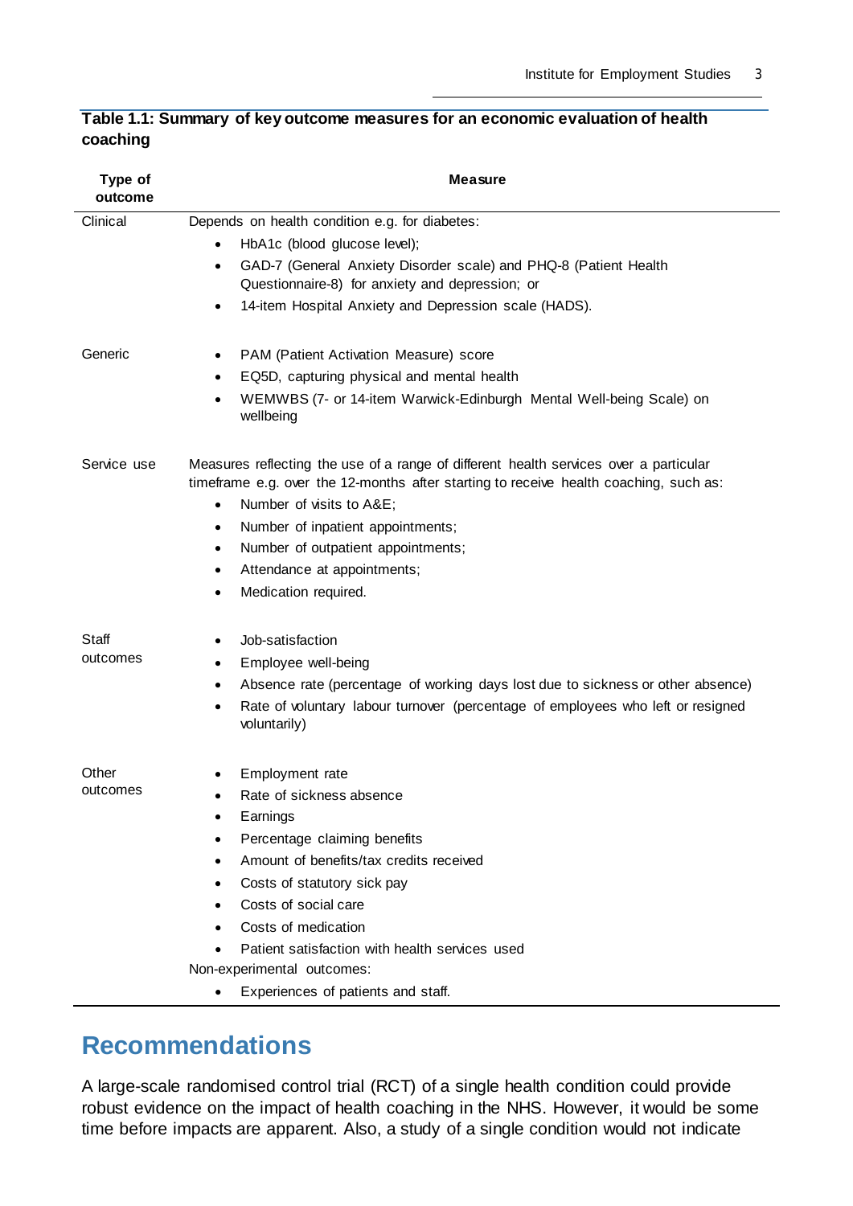**Table 1.1: Summary of key outcome measures for an economic evaluation of health coaching**

| Type of outcome | Measure |
|---|---|
| Clinical | Depends on health condition e.g. for diabetes:<br>• HbA1c (blood glucose level);<br>• GAD-7 (General Anxiety Disorder scale) and PHQ-8 (Patient Health Questionnaire-8) for anxiety and depression; or<br>• 14-item Hospital Anxiety and Depression scale (HADS). |
| Generic | • PAM (Patient Activation Measure) score<br>• EQ5D, capturing physical and mental health<br>• WEMWBS (7- or 14-item Warwick-Edinburgh Mental Well-being Scale) on wellbeing |
| Service use | Measures reflecting the use of a range of different health services over a particular timeframe e.g. over the 12-months after starting to receive health coaching, such as:<br>• Number of visits to A&E;<br>• Number of inpatient appointments;<br>• Number of outpatient appointments;<br>• Attendance at appointments;<br>• Medication required. |
| Staff outcomes | • Job-satisfaction<br>• Employee well-being<br>• Absence rate (percentage of working days lost due to sickness or other absence)<br>• Rate of voluntary labour turnover (percentage of employees who left or resigned voluntarily) |
| Other outcomes | • Employment rate<br>• Rate of sickness absence<br>• Earnings<br>• Percentage claiming benefits<br>• Amount of benefits/tax credits received<br>• Costs of statutory sick pay<br>• Costs of social care<br>• Costs of medication<br>• Patient satisfaction with health services used<br>Non-experimental outcomes:<br>• Experiences of patients and staff. |

## Recommendations

A large-scale randomised control trial (RCT) of a single health condition could provide robust evidence on the impact of health coaching in the NHS. However, it would be some time before impacts are apparent. Also, a study of a single condition would not indicate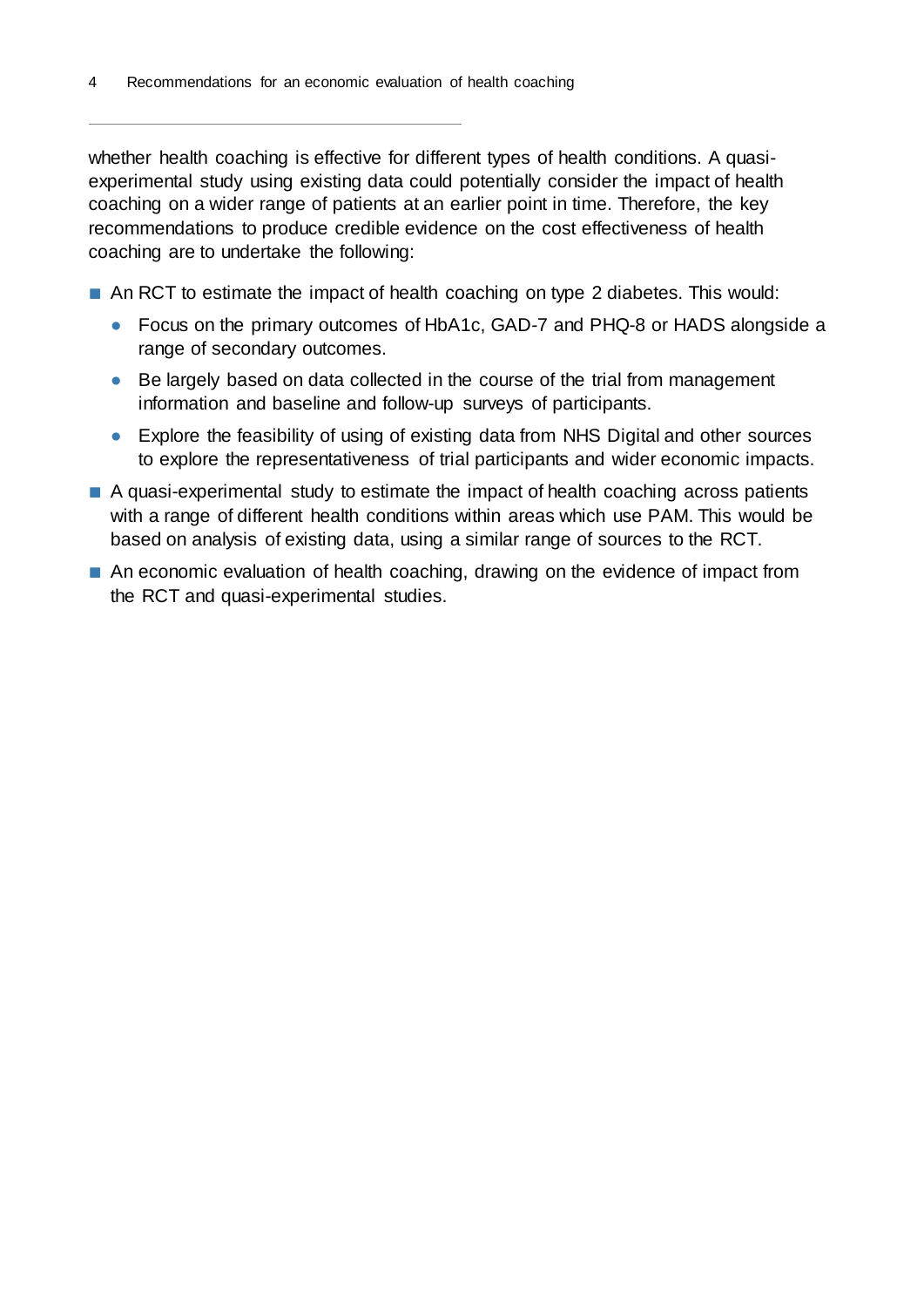whether health coaching is effective for different types of health conditions. A quasi-experimental study using existing data could potentially consider the impact of health coaching on a wider range of patients at an earlier point in time. Therefore, the key recommendations to produce credible evidence on the cost effectiveness of health coaching are to undertake the following:

- An RCT to estimate the impact of health coaching on type 2 diabetes. This would:
  - Focus on the primary outcomes of HbA1c, GAD-7 and PHQ-8 or HADS alongside a range of secondary outcomes.
  - Be largely based on data collected in the course of the trial from management information and baseline and follow-up surveys of participants.
  - Explore the feasibility of using of existing data from NHS Digital and other sources to explore the representativeness of trial participants and wider economic impacts.
- A quasi-experimental study to estimate the impact of health coaching across patients with a range of different health conditions within areas which use PAM. This would be based on analysis of existing data, using a similar range of sources to the RCT.
- An economic evaluation of health coaching, drawing on the evidence of impact from the RCT and quasi-experimental studies.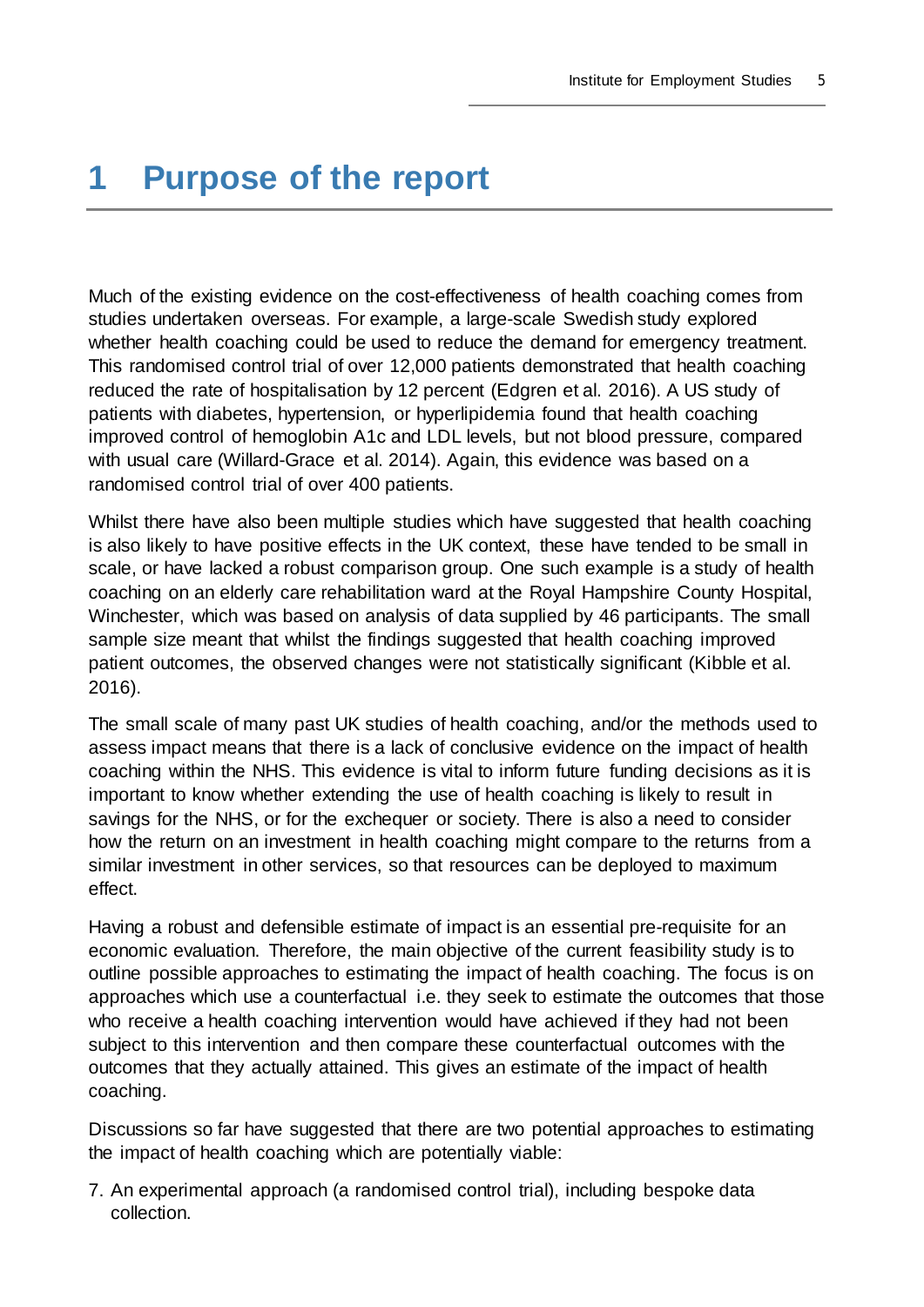# 1 Purpose of the report

Much of the existing evidence on the cost-effectiveness of health coaching comes from studies undertaken overseas. For example, a large-scale Swedish study explored whether health coaching could be used to reduce the demand for emergency treatment. This randomised control trial of over 12,000 patients demonstrated that health coaching reduced the rate of hospitalisation by 12 percent (Edgren et al. 2016). A US study of patients with diabetes, hypertension, or hyperlipidemia found that health coaching improved control of hemoglobin A1c and LDL levels, but not blood pressure, compared with usual care (Willard-Grace et al. 2014). Again, this evidence was based on a randomised control trial of over 400 patients.

Whilst there have also been multiple studies which have suggested that health coaching is also likely to have positive effects in the UK context, these have tended to be small in scale, or have lacked a robust comparison group. One such example is a study of health coaching on an elderly care rehabilitation ward at the Royal Hampshire County Hospital, Winchester, which was based on analysis of data supplied by 46 participants. The small sample size meant that whilst the findings suggested that health coaching improved patient outcomes, the observed changes were not statistically significant (Kibble et al. 2016).

The small scale of many past UK studies of health coaching, and/or the methods used to assess impact means that there is a lack of conclusive evidence on the impact of health coaching within the NHS. This evidence is vital to inform future funding decisions as it is important to know whether extending the use of health coaching is likely to result in savings for the NHS, or for the exchequer or society. There is also a need to consider how the return on an investment in health coaching might compare to the returns from a similar investment in other services, so that resources can be deployed to maximum effect.

Having a robust and defensible estimate of impact is an essential pre-requisite for an economic evaluation. Therefore, the main objective of the current feasibility study is to outline possible approaches to estimating the impact of health coaching. The focus is on approaches which use a counterfactual i.e. they seek to estimate the outcomes that those who receive a health coaching intervention would have achieved if they had not been subject to this intervention and then compare these counterfactual outcomes with the outcomes that they actually attained. This gives an estimate of the impact of health coaching.

Discussions so far have suggested that there are two potential approaches to estimating the impact of health coaching which are potentially viable:

7. An experimental approach (a randomised control trial), including bespoke data collection.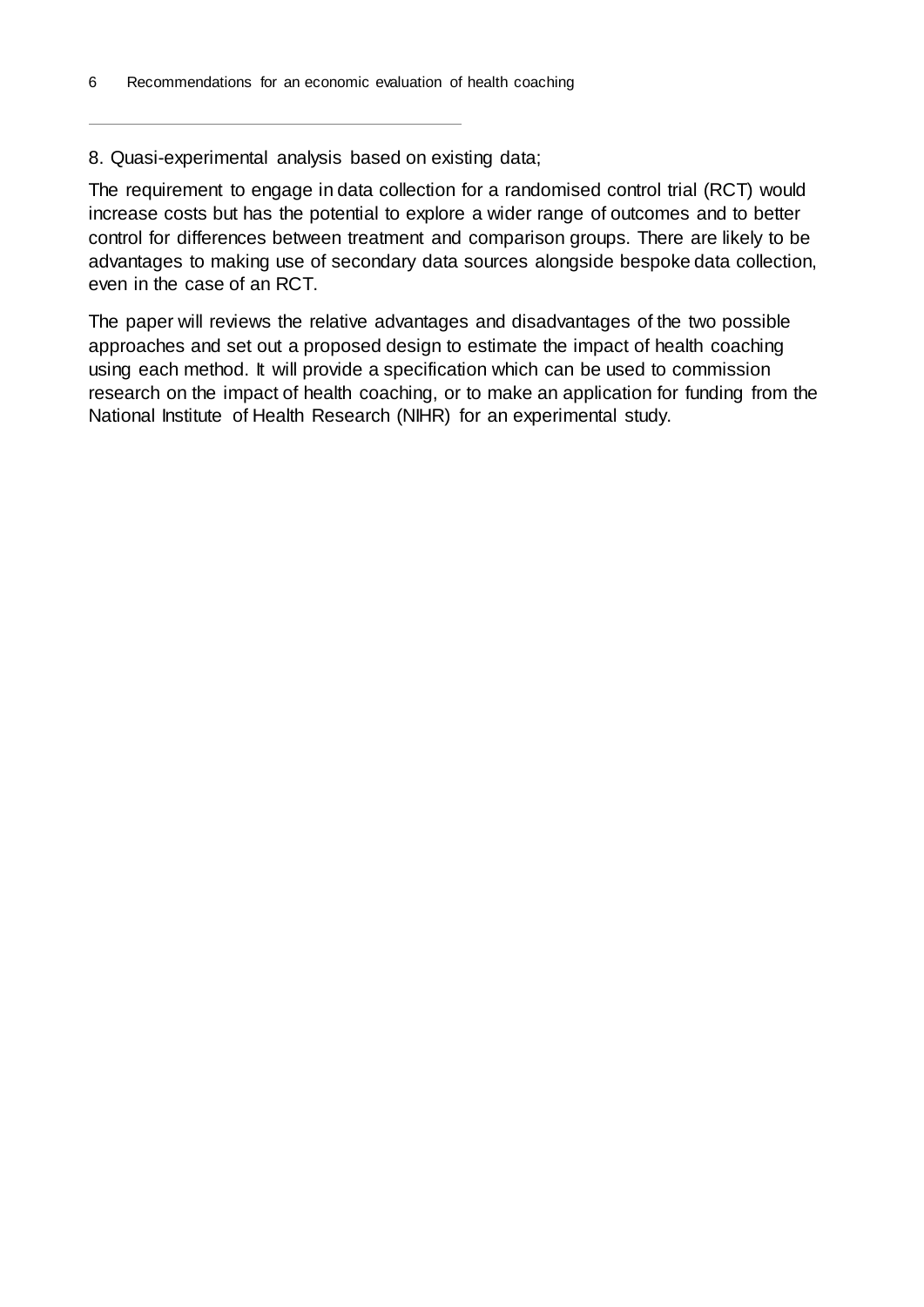8. Quasi-experimental analysis based on existing data;

The requirement to engage in data collection for a randomised control trial (RCT) would increase costs but has the potential to explore a wider range of outcomes and to better control for differences between treatment and comparison groups. There are likely to be advantages to making use of secondary data sources alongside bespoke data collection, even in the case of an RCT.

The paper will reviews the relative advantages and disadvantages of the two possible approaches and set out a proposed design to estimate the impact of health coaching using each method. It will provide a specification which can be used to commission research on the impact of health coaching, or to make an application for funding from the National Institute of Health Research (NIHR) for an experimental study.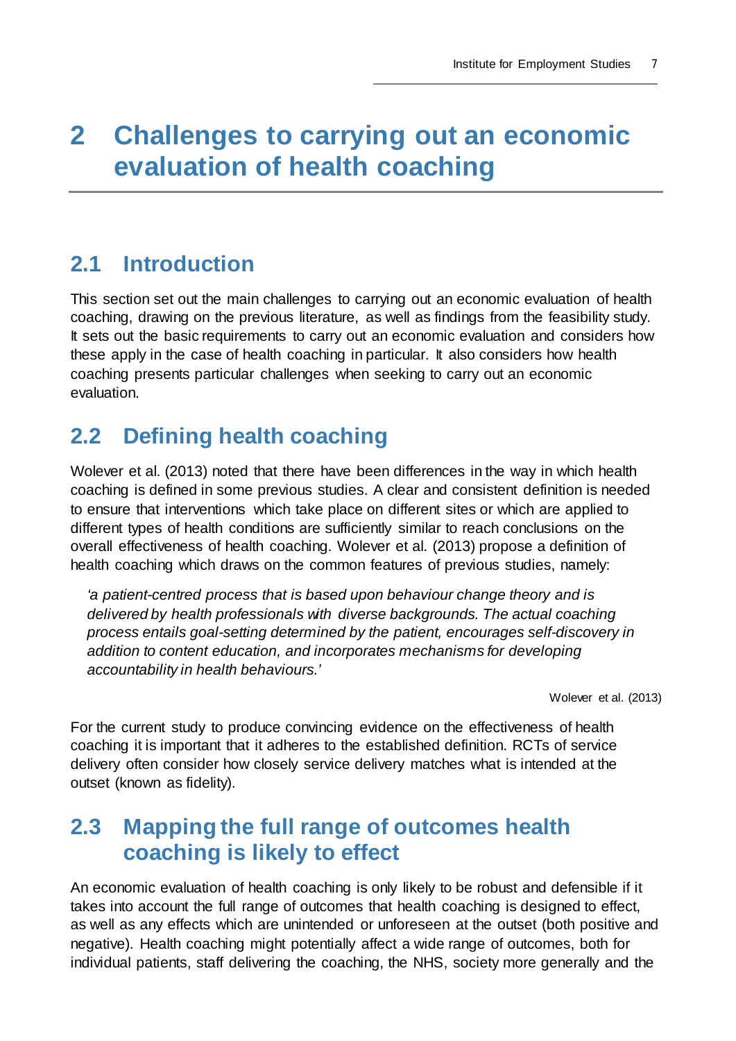# 2 Challenges to carrying out an economic evaluation of health coaching

## 2.1 Introduction

This section set out the main challenges to carrying out an economic evaluation of health coaching, drawing on the previous literature, as well as findings from the feasibility study. It sets out the basic requirements to carry out an economic evaluation and considers how these apply in the case of health coaching in particular. It also considers how health coaching presents particular challenges when seeking to carry out an economic evaluation.

## 2.2 Defining health coaching

Wolever et al. (2013) noted that there have been differences in the way in which health coaching is defined in some previous studies. A clear and consistent definition is needed to ensure that interventions which take place on different sites or which are applied to different types of health conditions are sufficiently similar to reach conclusions on the overall effectiveness of health coaching. Wolever et al. (2013) propose a definition of health coaching which draws on the common features of previous studies, namely:

> *'a patient-centred process that is based upon behaviour change theory and is delivered by health professionals with diverse backgrounds. The actual coaching process entails goal-setting determined by the patient, encourages self-discovery in addition to content education, and incorporates mechanisms for developing accountability in health behaviours.'*
>
> Wolever et al. (2013)

For the current study to produce convincing evidence on the effectiveness of health coaching it is important that it adheres to the established definition. RCTs of service delivery often consider how closely service delivery matches what is intended at the outset (known as fidelity).

## 2.3 Mapping the full range of outcomes health coaching is likely to effect

An economic evaluation of health coaching is only likely to be robust and defensible if it takes into account the full range of outcomes that health coaching is designed to effect, as well as any effects which are unintended or unforeseen at the outset (both positive and negative). Health coaching might potentially affect a wide range of outcomes, both for individual patients, staff delivering the coaching, the NHS, society more generally and the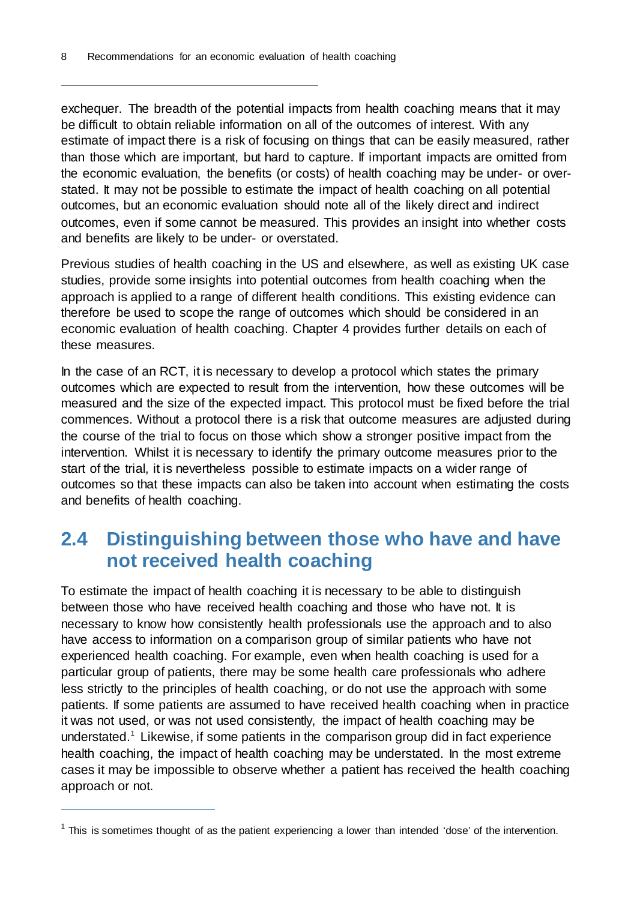exchequer. The breadth of the potential impacts from health coaching means that it may be difficult to obtain reliable information on all of the outcomes of interest. With any estimate of impact there is a risk of focusing on things that can be easily measured, rather than those which are important, but hard to capture. If important impacts are omitted from the economic evaluation, the benefits (or costs) of health coaching may be under- or over-stated. It may not be possible to estimate the impact of health coaching on all potential outcomes, but an economic evaluation should note all of the likely direct and indirect outcomes, even if some cannot be measured. This provides an insight into whether costs and benefits are likely to be under- or overstated.

Previous studies of health coaching in the US and elsewhere, as well as existing UK case studies, provide some insights into potential outcomes from health coaching when the approach is applied to a range of different health conditions. This existing evidence can therefore be used to scope the range of outcomes which should be considered in an economic evaluation of health coaching. Chapter 4 provides further details on each of these measures.

In the case of an RCT, it is necessary to develop a protocol which states the primary outcomes which are expected to result from the intervention, how these outcomes will be measured and the size of the expected impact. This protocol must be fixed before the trial commences. Without a protocol there is a risk that outcome measures are adjusted during the course of the trial to focus on those which show a stronger positive impact from the intervention. Whilst it is necessary to identify the primary outcome measures prior to the start of the trial, it is nevertheless possible to estimate impacts on a wider range of outcomes so that these impacts can also be taken into account when estimating the costs and benefits of health coaching.

## 2.4 Distinguishing between those who have and have not received health coaching

To estimate the impact of health coaching it is necessary to be able to distinguish between those who have received health coaching and those who have not. It is necessary to know how consistently health professionals use the approach and to also have access to information on a comparison group of similar patients who have not experienced health coaching. For example, even when health coaching is used for a particular group of patients, there may be some health care professionals who adhere less strictly to the principles of health coaching, or do not use the approach with some patients. If some patients are assumed to have received health coaching when in practice it was not used, or was not used consistently, the impact of health coaching may be understated.[1] Likewise, if some patients in the comparison group did in fact experience health coaching, the impact of health coaching may be understated. In the most extreme cases it may be impossible to observe whether a patient has received the health coaching approach or not.

[1] This is sometimes thought of as the patient experiencing a lower than intended 'dose' of the intervention.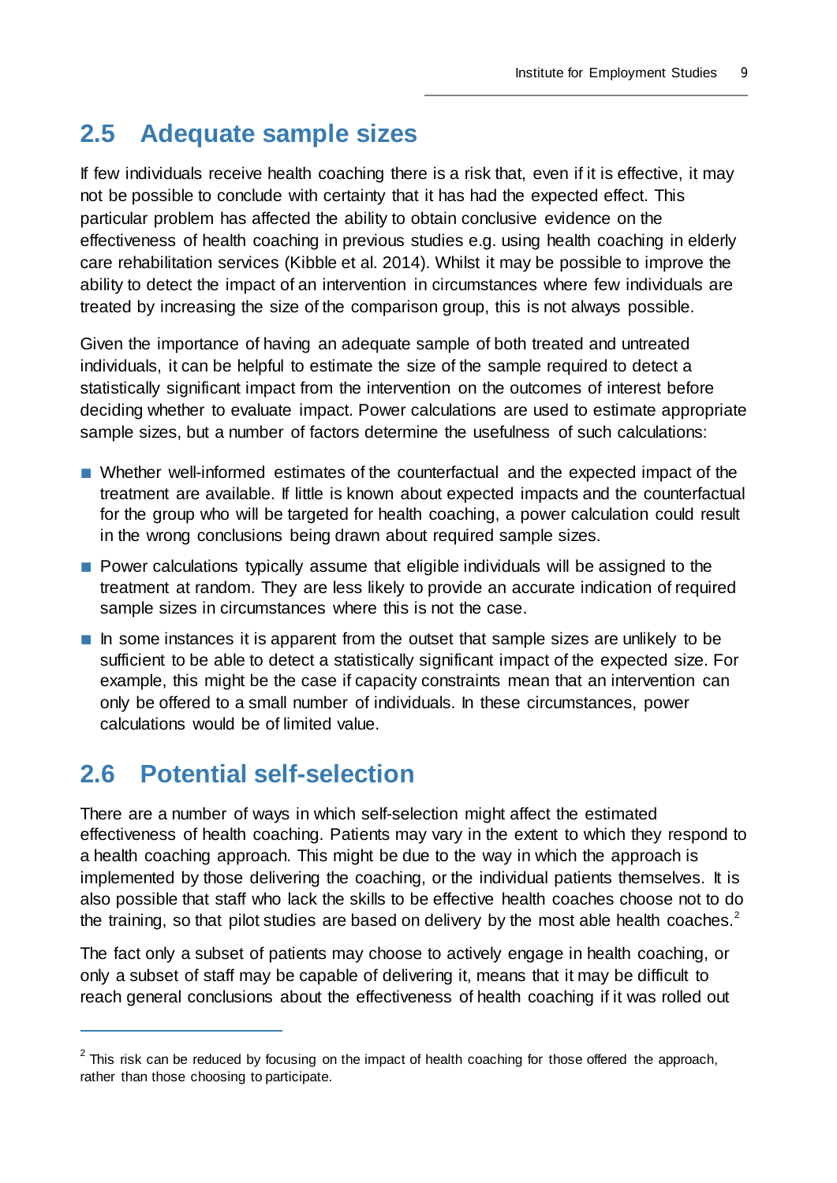## 2.5 Adequate sample sizes

If few individuals receive health coaching there is a risk that, even if it is effective, it may not be possible to conclude with certainty that it has had the expected effect. This particular problem has affected the ability to obtain conclusive evidence on the effectiveness of health coaching in previous studies e.g. using health coaching in elderly care rehabilitation services (Kibble et al. 2014). Whilst it may be possible to improve the ability to detect the impact of an intervention in circumstances where few individuals are treated by increasing the size of the comparison group, this is not always possible.

Given the importance of having an adequate sample of both treated and untreated individuals, it can be helpful to estimate the size of the sample required to detect a statistically significant impact from the intervention on the outcomes of interest before deciding whether to evaluate impact. Power calculations are used to estimate appropriate sample sizes, but a number of factors determine the usefulness of such calculations:

- Whether well-informed estimates of the counterfactual and the expected impact of the treatment are available. If little is known about expected impacts and the counterfactual for the group who will be targeted for health coaching, a power calculation could result in the wrong conclusions being drawn about required sample sizes.
- Power calculations typically assume that eligible individuals will be assigned to the treatment at random. They are less likely to provide an accurate indication of required sample sizes in circumstances where this is not the case.
- In some instances it is apparent from the outset that sample sizes are unlikely to be sufficient to be able to detect a statistically significant impact of the expected size. For example, this might be the case if capacity constraints mean that an intervention can only be offered to a small number of individuals. In these circumstances, power calculations would be of limited value.

## 2.6 Potential self-selection

There are a number of ways in which self-selection might affect the estimated effectiveness of health coaching. Patients may vary in the extent to which they respond to a health coaching approach. This might be due to the way in which the approach is implemented by those delivering the coaching, or the individual patients themselves. It is also possible that staff who lack the skills to be effective health coaches choose not to do the training, so that pilot studies are based on delivery by the most able health coaches.[2]

The fact only a subset of patients may choose to actively engage in health coaching, or only a subset of staff may be capable of delivering it, means that it may be difficult to reach general conclusions about the effectiveness of health coaching if it was rolled out

[2] This risk can be reduced by focusing on the impact of health coaching for those offered the approach, rather than those choosing to participate.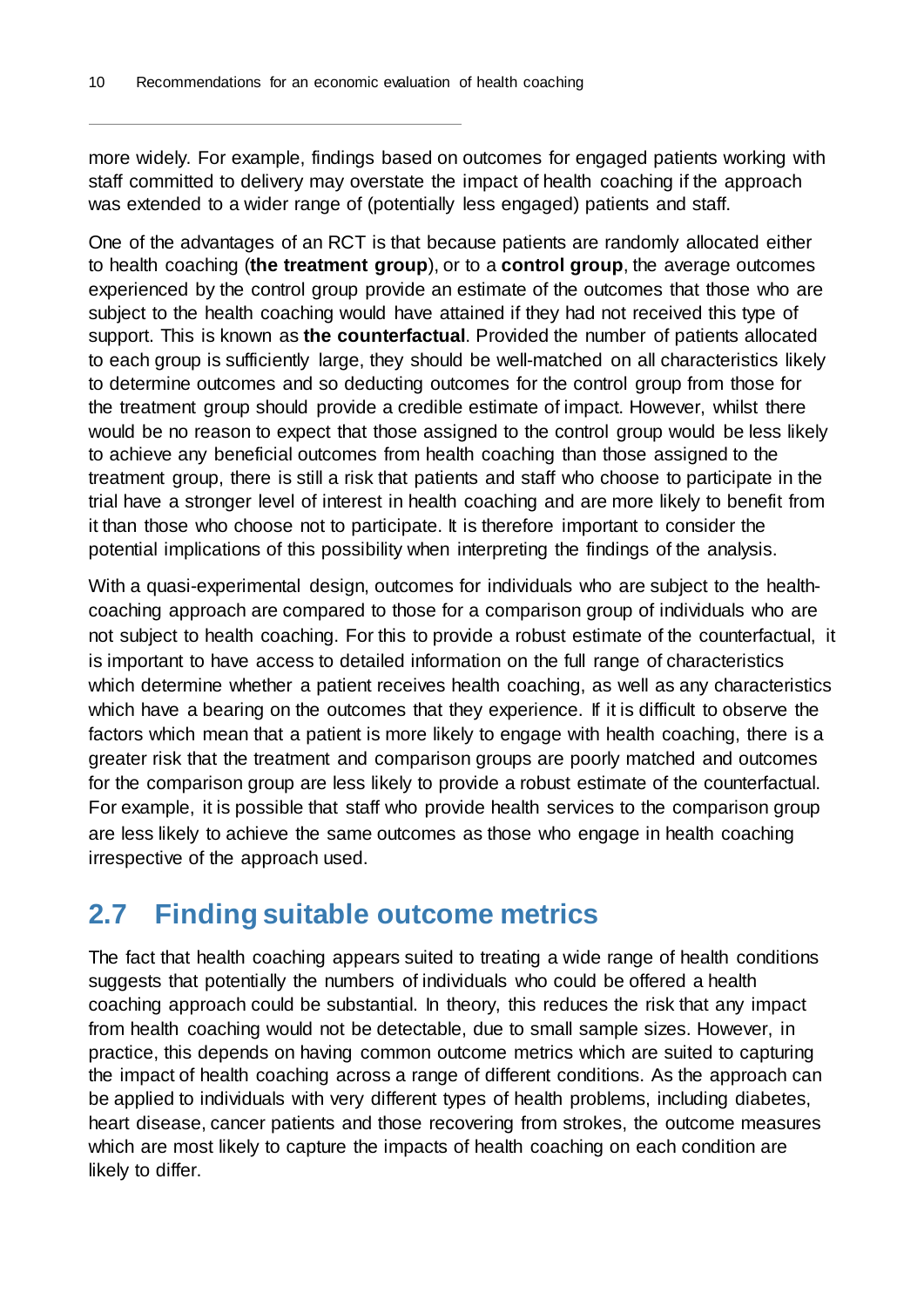more widely. For example, findings based on outcomes for engaged patients working with staff committed to delivery may overstate the impact of health coaching if the approach was extended to a wider range of (potentially less engaged) patients and staff.

One of the advantages of an RCT is that because patients are randomly allocated either to health coaching (**the treatment group**), or to a **control group**, the average outcomes experienced by the control group provide an estimate of the outcomes that those who are subject to the health coaching would have attained if they had not received this type of support. This is known as **the counterfactual**. Provided the number of patients allocated to each group is sufficiently large, they should be well-matched on all characteristics likely to determine outcomes and so deducting outcomes for the control group from those for the treatment group should provide a credible estimate of impact. However, whilst there would be no reason to expect that those assigned to the control group would be less likely to achieve any beneficial outcomes from health coaching than those assigned to the treatment group, there is still a risk that patients and staff who choose to participate in the trial have a stronger level of interest in health coaching and are more likely to benefit from it than those who choose not to participate. It is therefore important to consider the potential implications of this possibility when interpreting the findings of the analysis.

With a quasi-experimental design, outcomes for individuals who are subject to the health-coaching approach are compared to those for a comparison group of individuals who are not subject to health coaching. For this to provide a robust estimate of the counterfactual, it is important to have access to detailed information on the full range of characteristics which determine whether a patient receives health coaching, as well as any characteristics which have a bearing on the outcomes that they experience. If it is difficult to observe the factors which mean that a patient is more likely to engage with health coaching, there is a greater risk that the treatment and comparison groups are poorly matched and outcomes for the comparison group are less likely to provide a robust estimate of the counterfactual. For example, it is possible that staff who provide health services to the comparison group are less likely to achieve the same outcomes as those who engage in health coaching irrespective of the approach used.

## 2.7 Finding suitable outcome metrics

The fact that health coaching appears suited to treating a wide range of health conditions suggests that potentially the numbers of individuals who could be offered a health coaching approach could be substantial. In theory, this reduces the risk that any impact from health coaching would not be detectable, due to small sample sizes. However, in practice, this depends on having common outcome metrics which are suited to capturing the impact of health coaching across a range of different conditions. As the approach can be applied to individuals with very different types of health problems, including diabetes, heart disease, cancer patients and those recovering from strokes, the outcome measures which are most likely to capture the impacts of health coaching on each condition are likely to differ.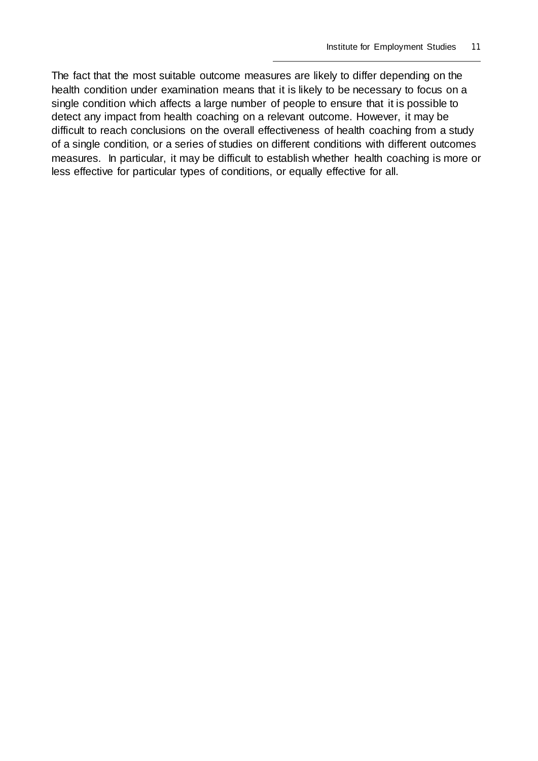The fact that the most suitable outcome measures are likely to differ depending on the health condition under examination means that it is likely to be necessary to focus on a single condition which affects a large number of people to ensure that it is possible to detect any impact from health coaching on a relevant outcome. However, it may be difficult to reach conclusions on the overall effectiveness of health coaching from a study of a single condition, or a series of studies on different conditions with different outcomes measures. In particular, it may be difficult to establish whether health coaching is more or less effective for particular types of conditions, or equally effective for all.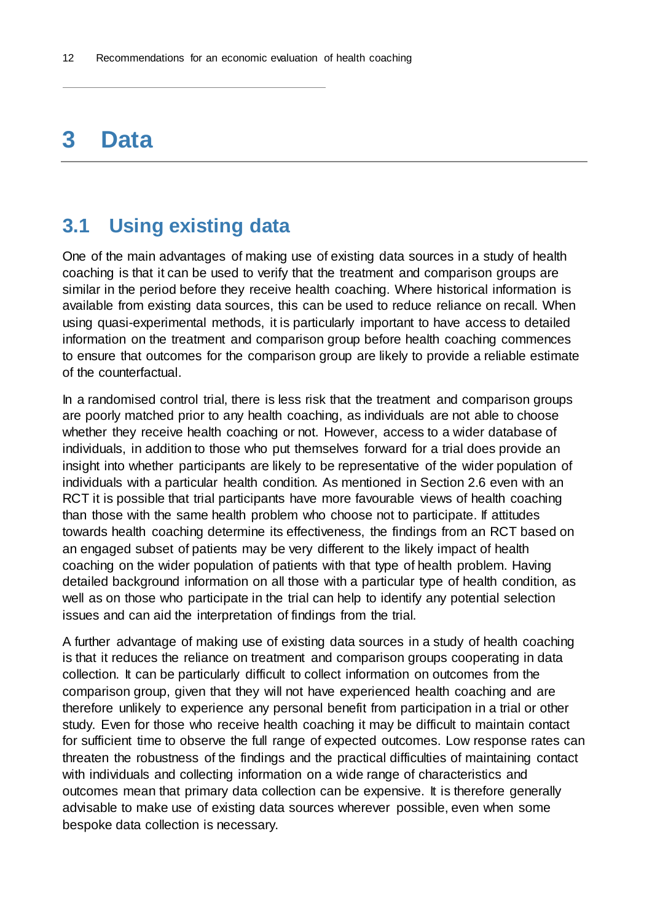# 3 Data

## 3.1 Using existing data

One of the main advantages of making use of existing data sources in a study of health coaching is that it can be used to verify that the treatment and comparison groups are similar in the period before they receive health coaching. Where historical information is available from existing data sources, this can be used to reduce reliance on recall. When using quasi-experimental methods, it is particularly important to have access to detailed information on the treatment and comparison group before health coaching commences to ensure that outcomes for the comparison group are likely to provide a reliable estimate of the counterfactual.

In a randomised control trial, there is less risk that the treatment and comparison groups are poorly matched prior to any health coaching, as individuals are not able to choose whether they receive health coaching or not. However, access to a wider database of individuals, in addition to those who put themselves forward for a trial does provide an insight into whether participants are likely to be representative of the wider population of individuals with a particular health condition. As mentioned in Section 2.6 even with an RCT it is possible that trial participants have more favourable views of health coaching than those with the same health problem who choose not to participate. If attitudes towards health coaching determine its effectiveness, the findings from an RCT based on an engaged subset of patients may be very different to the likely impact of health coaching on the wider population of patients with that type of health problem. Having detailed background information on all those with a particular type of health condition, as well as on those who participate in the trial can help to identify any potential selection issues and can aid the interpretation of findings from the trial.

A further advantage of making use of existing data sources in a study of health coaching is that it reduces the reliance on treatment and comparison groups cooperating in data collection. It can be particularly difficult to collect information on outcomes from the comparison group, given that they will not have experienced health coaching and are therefore unlikely to experience any personal benefit from participation in a trial or other study. Even for those who receive health coaching it may be difficult to maintain contact for sufficient time to observe the full range of expected outcomes. Low response rates can threaten the robustness of the findings and the practical difficulties of maintaining contact with individuals and collecting information on a wide range of characteristics and outcomes mean that primary data collection can be expensive. It is therefore generally advisable to make use of existing data sources wherever possible, even when some bespoke data collection is necessary.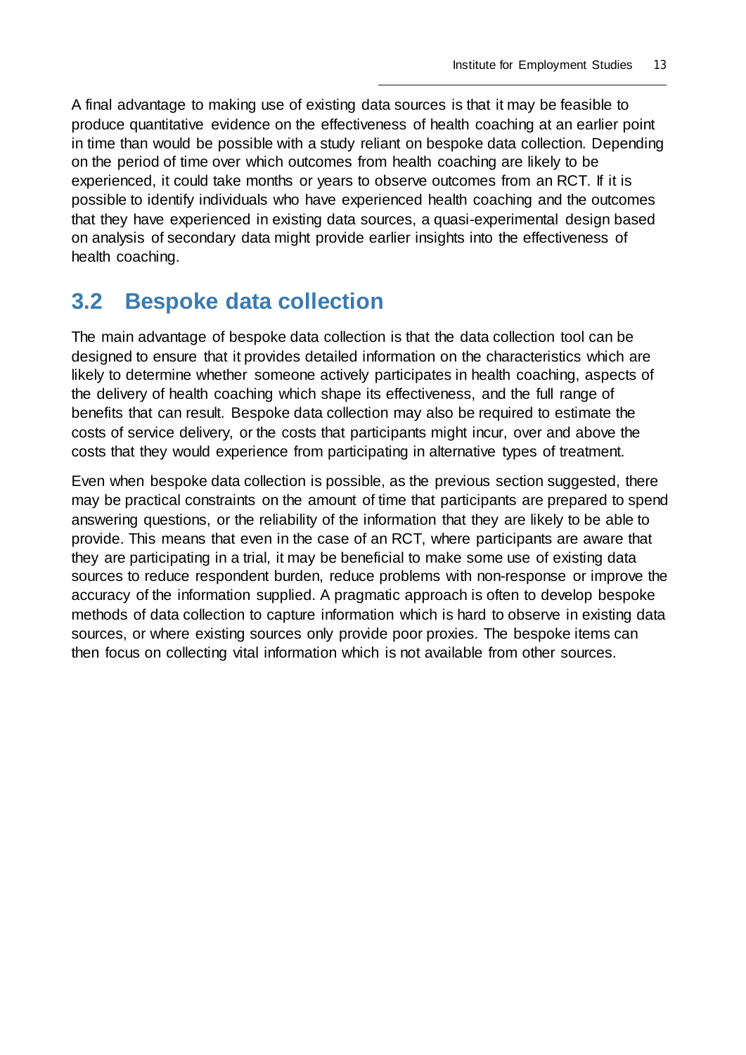A final advantage to making use of existing data sources is that it may be feasible to produce quantitative evidence on the effectiveness of health coaching at an earlier point in time than would be possible with a study reliant on bespoke data collection. Depending on the period of time over which outcomes from health coaching are likely to be experienced, it could take months or years to observe outcomes from an RCT. If it is possible to identify individuals who have experienced health coaching and the outcomes that they have experienced in existing data sources, a quasi-experimental design based on analysis of secondary data might provide earlier insights into the effectiveness of health coaching.

## 3.2 Bespoke data collection

The main advantage of bespoke data collection is that the data collection tool can be designed to ensure that it provides detailed information on the characteristics which are likely to determine whether someone actively participates in health coaching, aspects of the delivery of health coaching which shape its effectiveness, and the full range of benefits that can result. Bespoke data collection may also be required to estimate the costs of service delivery, or the costs that participants might incur, over and above the costs that they would experience from participating in alternative types of treatment.

Even when bespoke data collection is possible, as the previous section suggested, there may be practical constraints on the amount of time that participants are prepared to spend answering questions, or the reliability of the information that they are likely to be able to provide. This means that even in the case of an RCT, where participants are aware that they are participating in a trial, it may be beneficial to make some use of existing data sources to reduce respondent burden, reduce problems with non-response or improve the accuracy of the information supplied. A pragmatic approach is often to develop bespoke methods of data collection to capture information which is hard to observe in existing data sources, or where existing sources only provide poor proxies. The bespoke items can then focus on collecting vital information which is not available from other sources.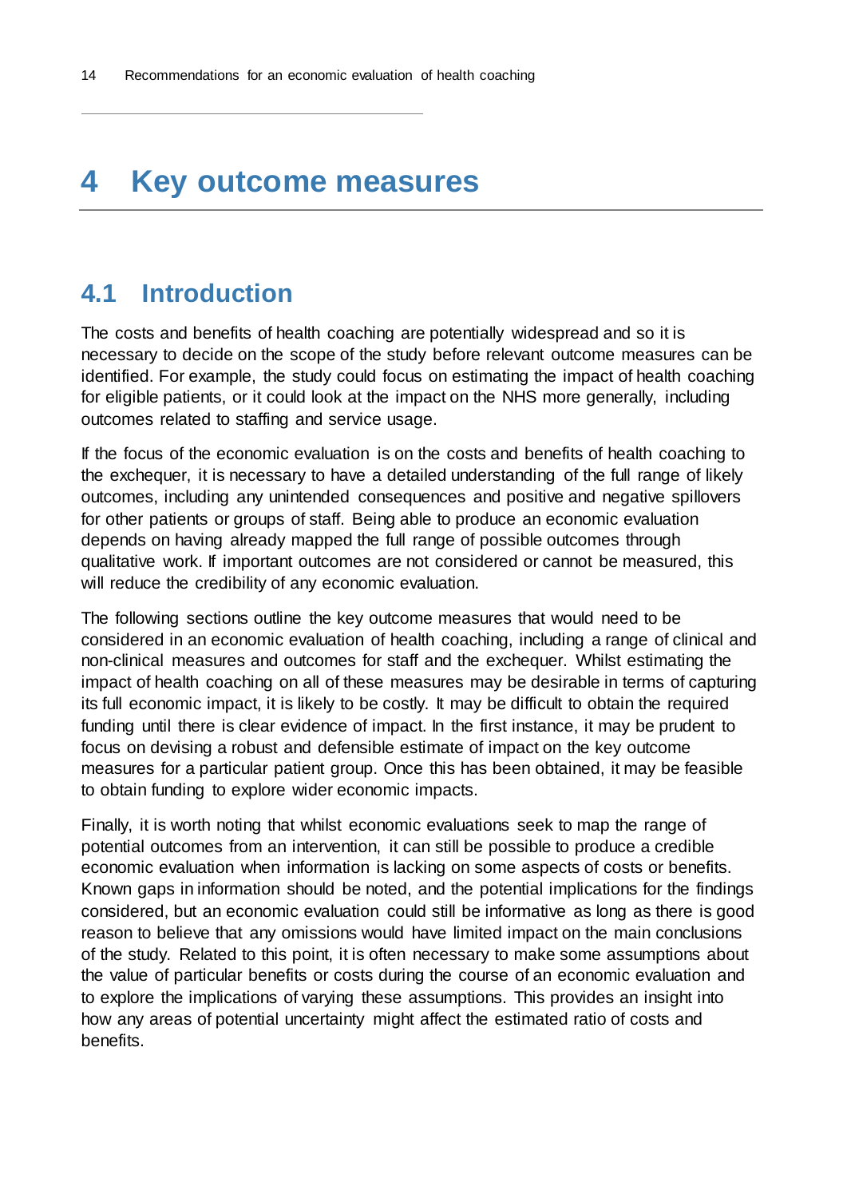# 4 Key outcome measures

## 4.1 Introduction

The costs and benefits of health coaching are potentially widespread and so it is necessary to decide on the scope of the study before relevant outcome measures can be identified. For example, the study could focus on estimating the impact of health coaching for eligible patients, or it could look at the impact on the NHS more generally, including outcomes related to staffing and service usage.

If the focus of the economic evaluation is on the costs and benefits of health coaching to the exchequer, it is necessary to have a detailed understanding of the full range of likely outcomes, including any unintended consequences and positive and negative spillovers for other patients or groups of staff. Being able to produce an economic evaluation depends on having already mapped the full range of possible outcomes through qualitative work. If important outcomes are not considered or cannot be measured, this will reduce the credibility of any economic evaluation.

The following sections outline the key outcome measures that would need to be considered in an economic evaluation of health coaching, including a range of clinical and non-clinical measures and outcomes for staff and the exchequer. Whilst estimating the impact of health coaching on all of these measures may be desirable in terms of capturing its full economic impact, it is likely to be costly. It may be difficult to obtain the required funding until there is clear evidence of impact. In the first instance, it may be prudent to focus on devising a robust and defensible estimate of impact on the key outcome measures for a particular patient group. Once this has been obtained, it may be feasible to obtain funding to explore wider economic impacts.

Finally, it is worth noting that whilst economic evaluations seek to map the range of potential outcomes from an intervention, it can still be possible to produce a credible economic evaluation when information is lacking on some aspects of costs or benefits. Known gaps in information should be noted, and the potential implications for the findings considered, but an economic evaluation could still be informative as long as there is good reason to believe that any omissions would have limited impact on the main conclusions of the study. Related to this point, it is often necessary to make some assumptions about the value of particular benefits or costs during the course of an economic evaluation and to explore the implications of varying these assumptions. This provides an insight into how any areas of potential uncertainty might affect the estimated ratio of costs and benefits.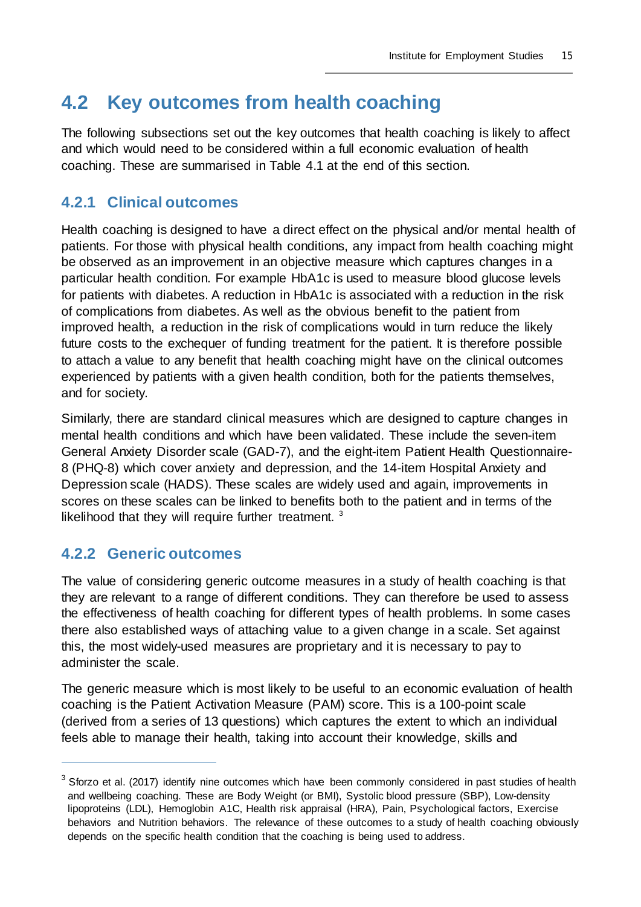## 4.2 Key outcomes from health coaching

The following subsections set out the key outcomes that health coaching is likely to affect and which would need to be considered within a full economic evaluation of health coaching. These are summarised in Table 4.1 at the end of this section.

### 4.2.1 Clinical outcomes

Health coaching is designed to have a direct effect on the physical and/or mental health of patients. For those with physical health conditions, any impact from health coaching might be observed as an improvement in an objective measure which captures changes in a particular health condition. For example HbA1c is used to measure blood glucose levels for patients with diabetes. A reduction in HbA1c is associated with a reduction in the risk of complications from diabetes. As well as the obvious benefit to the patient from improved health, a reduction in the risk of complications would in turn reduce the likely future costs to the exchequer of funding treatment for the patient. It is therefore possible to attach a value to any benefit that health coaching might have on the clinical outcomes experienced by patients with a given health condition, both for the patients themselves, and for society.

Similarly, there are standard clinical measures which are designed to capture changes in mental health conditions and which have been validated. These include the seven-item General Anxiety Disorder scale (GAD-7), and the eight-item Patient Health Questionnaire-8 (PHQ-8) which cover anxiety and depression, and the 14-item Hospital Anxiety and Depression scale (HADS). These scales are widely used and again, improvements in scores on these scales can be linked to benefits both to the patient and in terms of the likelihood that they will require further treatment. [3]

### 4.2.2 Generic outcomes

The value of considering generic outcome measures in a study of health coaching is that they are relevant to a range of different conditions. They can therefore be used to assess the effectiveness of health coaching for different types of health problems. In some cases there also established ways of attaching value to a given change in a scale. Set against this, the most widely-used measures are proprietary and it is necessary to pay to administer the scale.

The generic measure which is most likely to be useful to an economic evaluation of health coaching is the Patient Activation Measure (PAM) score. This is a 100-point scale (derived from a series of 13 questions) which captures the extent to which an individual feels able to manage their health, taking into account their knowledge, skills and

---

[3] Sforzo et al. (2017) identify nine outcomes which have been commonly considered in past studies of health and wellbeing coaching. These are Body Weight (or BMI), Systolic blood pressure (SBP), Low-density lipoproteins (LDL), Hemoglobin A1C, Health risk appraisal (HRA), Pain, Psychological factors, Exercise behaviors and Nutrition behaviors. The relevance of these outcomes to a study of health coaching obviously depends on the specific health condition that the coaching is being used to address.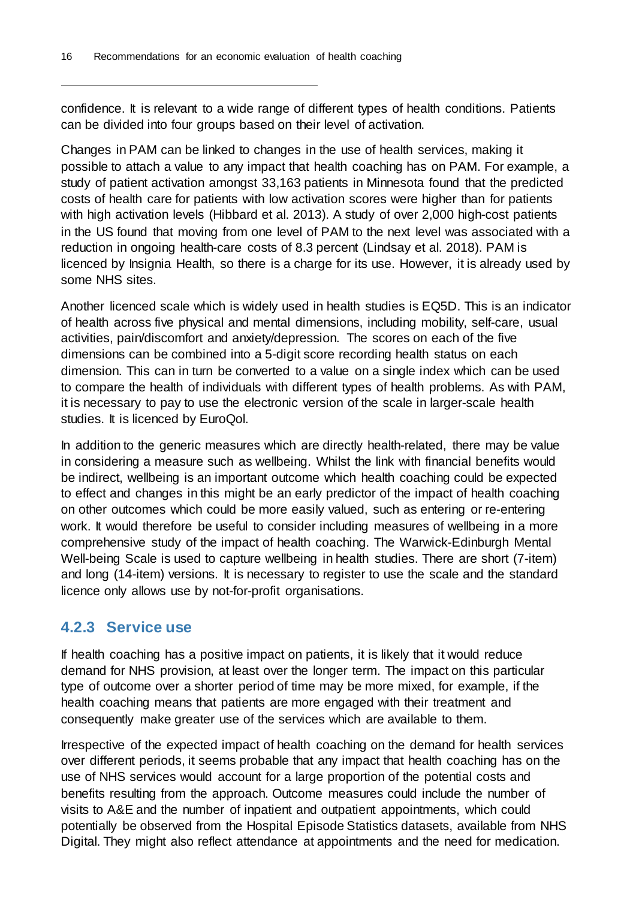confidence. It is relevant to a wide range of different types of health conditions. Patients can be divided into four groups based on their level of activation.

Changes in PAM can be linked to changes in the use of health services, making it possible to attach a value to any impact that health coaching has on PAM. For example, a study of patient activation amongst 33,163 patients in Minnesota found that the predicted costs of health care for patients with low activation scores were higher than for patients with high activation levels (Hibbard et al. 2013). A study of over 2,000 high-cost patients in the US found that moving from one level of PAM to the next level was associated with a reduction in ongoing health-care costs of 8.3 percent (Lindsay et al. 2018). PAM is licenced by Insignia Health, so there is a charge for its use. However, it is already used by some NHS sites.

Another licenced scale which is widely used in health studies is EQ5D. This is an indicator of health across five physical and mental dimensions, including mobility, self-care, usual activities, pain/discomfort and anxiety/depression. The scores on each of the five dimensions can be combined into a 5-digit score recording health status on each dimension. This can in turn be converted to a value on a single index which can be used to compare the health of individuals with different types of health problems. As with PAM, it is necessary to pay to use the electronic version of the scale in larger-scale health studies. It is licenced by EuroQol.

In addition to the generic measures which are directly health-related, there may be value in considering a measure such as wellbeing. Whilst the link with financial benefits would be indirect, wellbeing is an important outcome which health coaching could be expected to effect and changes in this might be an early predictor of the impact of health coaching on other outcomes which could be more easily valued, such as entering or re-entering work. It would therefore be useful to consider including measures of wellbeing in a more comprehensive study of the impact of health coaching. The Warwick-Edinburgh Mental Well-being Scale is used to capture wellbeing in health studies. There are short (7-item) and long (14-item) versions. It is necessary to register to use the scale and the standard licence only allows use by not-for-profit organisations.

### 4.2.3 Service use

If health coaching has a positive impact on patients, it is likely that it would reduce demand for NHS provision, at least over the longer term. The impact on this particular type of outcome over a shorter period of time may be more mixed, for example, if the health coaching means that patients are more engaged with their treatment and consequently make greater use of the services which are available to them.

Irrespective of the expected impact of health coaching on the demand for health services over different periods, it seems probable that any impact that health coaching has on the use of NHS services would account for a large proportion of the potential costs and benefits resulting from the approach. Outcome measures could include the number of visits to A&E and the number of inpatient and outpatient appointments, which could potentially be observed from the Hospital Episode Statistics datasets, available from NHS Digital. They might also reflect attendance at appointments and the need for medication.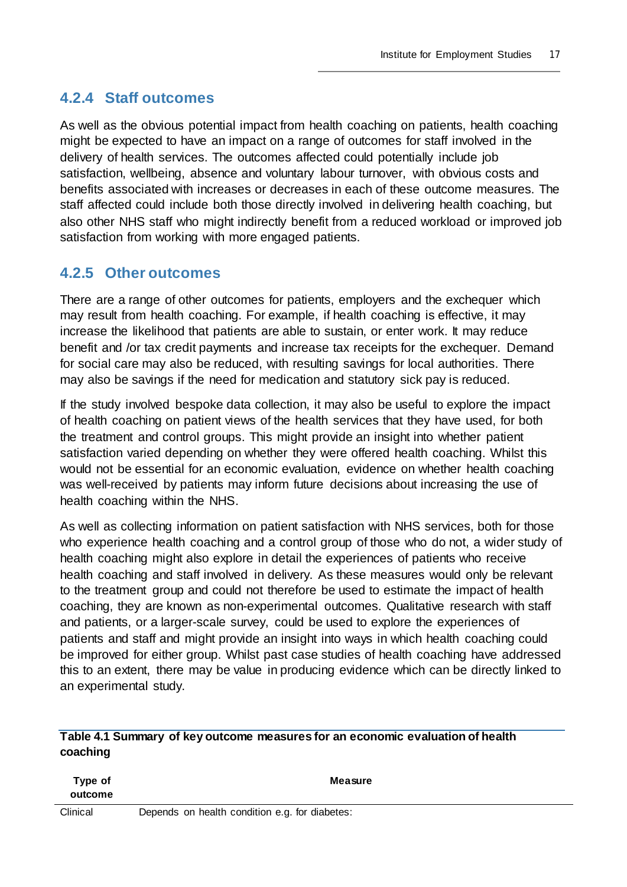### 4.2.4 Staff outcomes

As well as the obvious potential impact from health coaching on patients, health coaching might be expected to have an impact on a range of outcomes for staff involved in the delivery of health services. The outcomes affected could potentially include job satisfaction, wellbeing, absence and voluntary labour turnover, with obvious costs and benefits associated with increases or decreases in each of these outcome measures. The staff affected could include both those directly involved in delivering health coaching, but also other NHS staff who might indirectly benefit from a reduced workload or improved job satisfaction from working with more engaged patients.

### 4.2.5 Other outcomes

There are a range of other outcomes for patients, employers and the exchequer which may result from health coaching. For example, if health coaching is effective, it may increase the likelihood that patients are able to sustain, or enter work. It may reduce benefit and /or tax credit payments and increase tax receipts for the exchequer. Demand for social care may also be reduced, with resulting savings for local authorities. There may also be savings if the need for medication and statutory sick pay is reduced.

If the study involved bespoke data collection, it may also be useful to explore the impact of health coaching on patient views of the health services that they have used, for both the treatment and control groups. This might provide an insight into whether patient satisfaction varied depending on whether they were offered health coaching. Whilst this would not be essential for an economic evaluation, evidence on whether health coaching was well-received by patients may inform future decisions about increasing the use of health coaching within the NHS.

As well as collecting information on patient satisfaction with NHS services, both for those who experience health coaching and a control group of those who do not, a wider study of health coaching might also explore in detail the experiences of patients who receive health coaching and staff involved in delivery. As these measures would only be relevant to the treatment group and could not therefore be used to estimate the impact of health coaching, they are known as non-experimental outcomes. Qualitative research with staff and patients, or a larger-scale survey, could be used to explore the experiences of patients and staff and might provide an insight into ways in which health coaching could be improved for either group. Whilst past case studies of health coaching have addressed this to an extent, there may be value in producing evidence which can be directly linked to an experimental study.

**Table 4.1 Summary of key outcome measures for an economic evaluation of health coaching**

| Type of outcome | Measure |
|---|---|
| Clinical | Depends on health condition e.g. for diabetes: |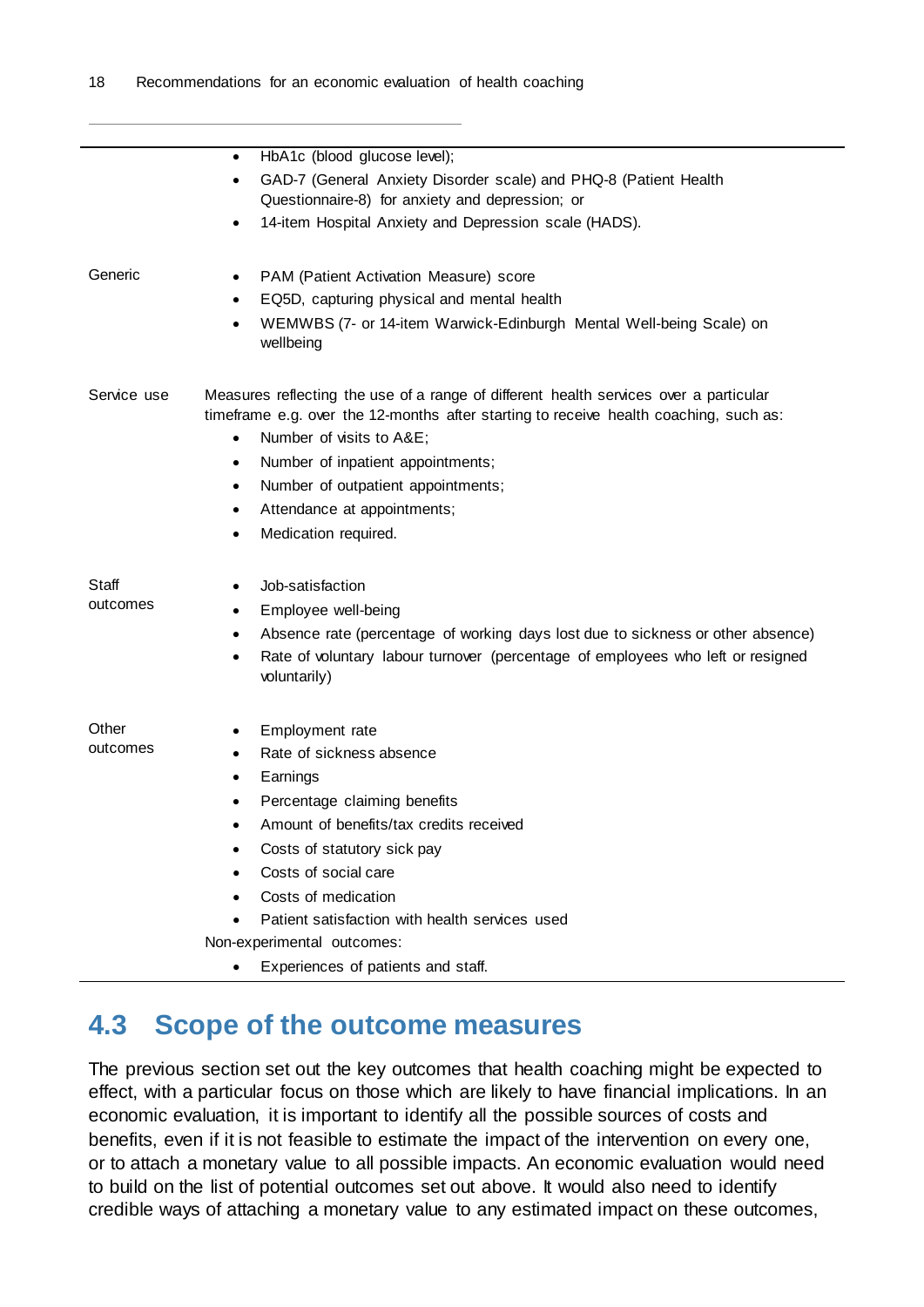| | |
|---|---|
| | • HbA1c (blood glucose level);<br>• GAD-7 (General Anxiety Disorder scale) and PHQ-8 (Patient Health Questionnaire-8) for anxiety and depression; or<br>• 14-item Hospital Anxiety and Depression scale (HADS). |
| Generic | • PAM (Patient Activation Measure) score<br>• EQ5D, capturing physical and mental health<br>• WEMWBS (7- or 14-item Warwick-Edinburgh Mental Well-being Scale) on wellbeing |
| Service use | Measures reflecting the use of a range of different health services over a particular timeframe e.g. over the 12-months after starting to receive health coaching, such as:<br>• Number of visits to A&E;<br>• Number of inpatient appointments;<br>• Number of outpatient appointments;<br>• Attendance at appointments;<br>• Medication required. |
| Staff outcomes | • Job-satisfaction<br>• Employee well-being<br>• Absence rate (percentage of working days lost due to sickness or other absence)<br>• Rate of voluntary labour turnover (percentage of employees who left or resigned voluntarily) |
| Other outcomes | • Employment rate<br>• Rate of sickness absence<br>• Earnings<br>• Percentage claiming benefits<br>• Amount of benefits/tax credits received<br>• Costs of statutory sick pay<br>• Costs of social care<br>• Costs of medication<br>• Patient satisfaction with health services used<br>Non-experimental outcomes:<br>• Experiences of patients and staff. |

## 4.3 Scope of the outcome measures

The previous section set out the key outcomes that health coaching might be expected to effect, with a particular focus on those which are likely to have financial implications. In an economic evaluation, it is important to identify all the possible sources of costs and benefits, even if it is not feasible to estimate the impact of the intervention on every one, or to attach a monetary value to all possible impacts. An economic evaluation would need to build on the list of potential outcomes set out above. It would also need to identify credible ways of attaching a monetary value to any estimated impact on these outcomes,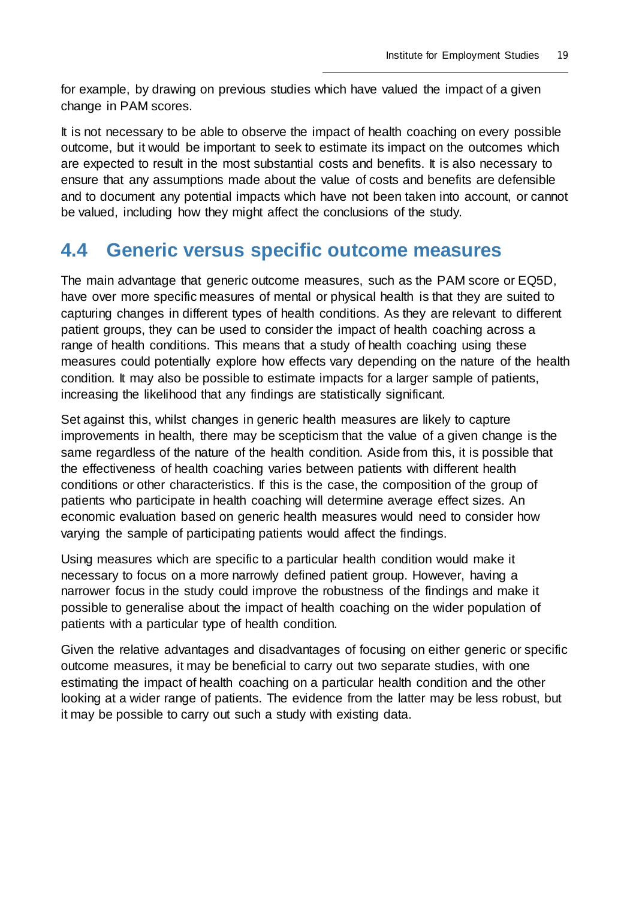for example, by drawing on previous studies which have valued the impact of a given change in PAM scores.

It is not necessary to be able to observe the impact of health coaching on every possible outcome, but it would be important to seek to estimate its impact on the outcomes which are expected to result in the most substantial costs and benefits. It is also necessary to ensure that any assumptions made about the value of costs and benefits are defensible and to document any potential impacts which have not been taken into account, or cannot be valued, including how they might affect the conclusions of the study.

## 4.4 Generic versus specific outcome measures

The main advantage that generic outcome measures, such as the PAM score or EQ5D, have over more specific measures of mental or physical health is that they are suited to capturing changes in different types of health conditions. As they are relevant to different patient groups, they can be used to consider the impact of health coaching across a range of health conditions. This means that a study of health coaching using these measures could potentially explore how effects vary depending on the nature of the health condition. It may also be possible to estimate impacts for a larger sample of patients, increasing the likelihood that any findings are statistically significant.

Set against this, whilst changes in generic health measures are likely to capture improvements in health, there may be scepticism that the value of a given change is the same regardless of the nature of the health condition. Aside from this, it is possible that the effectiveness of health coaching varies between patients with different health conditions or other characteristics. If this is the case, the composition of the group of patients who participate in health coaching will determine average effect sizes. An economic evaluation based on generic health measures would need to consider how varying the sample of participating patients would affect the findings.

Using measures which are specific to a particular health condition would make it necessary to focus on a more narrowly defined patient group. However, having a narrower focus in the study could improve the robustness of the findings and make it possible to generalise about the impact of health coaching on the wider population of patients with a particular type of health condition.

Given the relative advantages and disadvantages of focusing on either generic or specific outcome measures, it may be beneficial to carry out two separate studies, with one estimating the impact of health coaching on a particular health condition and the other looking at a wider range of patients. The evidence from the latter may be less robust, but it may be possible to carry out such a study with existing data.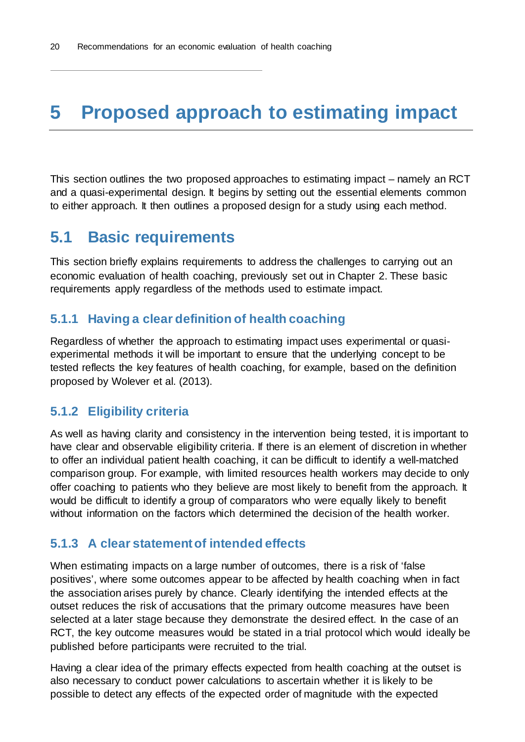# 5 Proposed approach to estimating impact

This section outlines the two proposed approaches to estimating impact – namely an RCT and a quasi-experimental design. It begins by setting out the essential elements common to either approach. It then outlines a proposed design for a study using each method.

## 5.1 Basic requirements

This section briefly explains requirements to address the challenges to carrying out an economic evaluation of health coaching, previously set out in Chapter 2. These basic requirements apply regardless of the methods used to estimate impact.

### 5.1.1 Having a clear definition of health coaching

Regardless of whether the approach to estimating impact uses experimental or quasi-experimental methods it will be important to ensure that the underlying concept to be tested reflects the key features of health coaching, for example, based on the definition proposed by Wolever et al. (2013).

### 5.1.2 Eligibility criteria

As well as having clarity and consistency in the intervention being tested, it is important to have clear and observable eligibility criteria. If there is an element of discretion in whether to offer an individual patient health coaching, it can be difficult to identify a well-matched comparison group. For example, with limited resources health workers may decide to only offer coaching to patients who they believe are most likely to benefit from the approach. It would be difficult to identify a group of comparators who were equally likely to benefit without information on the factors which determined the decision of the health worker.

### 5.1.3 A clear statement of intended effects

When estimating impacts on a large number of outcomes, there is a risk of 'false positives', where some outcomes appear to be affected by health coaching when in fact the association arises purely by chance. Clearly identifying the intended effects at the outset reduces the risk of accusations that the primary outcome measures have been selected at a later stage because they demonstrate the desired effect. In the case of an RCT, the key outcome measures would be stated in a trial protocol which would ideally be published before participants were recruited to the trial.

Having a clear idea of the primary effects expected from health coaching at the outset is also necessary to conduct power calculations to ascertain whether it is likely to be possible to detect any effects of the expected order of magnitude with the expected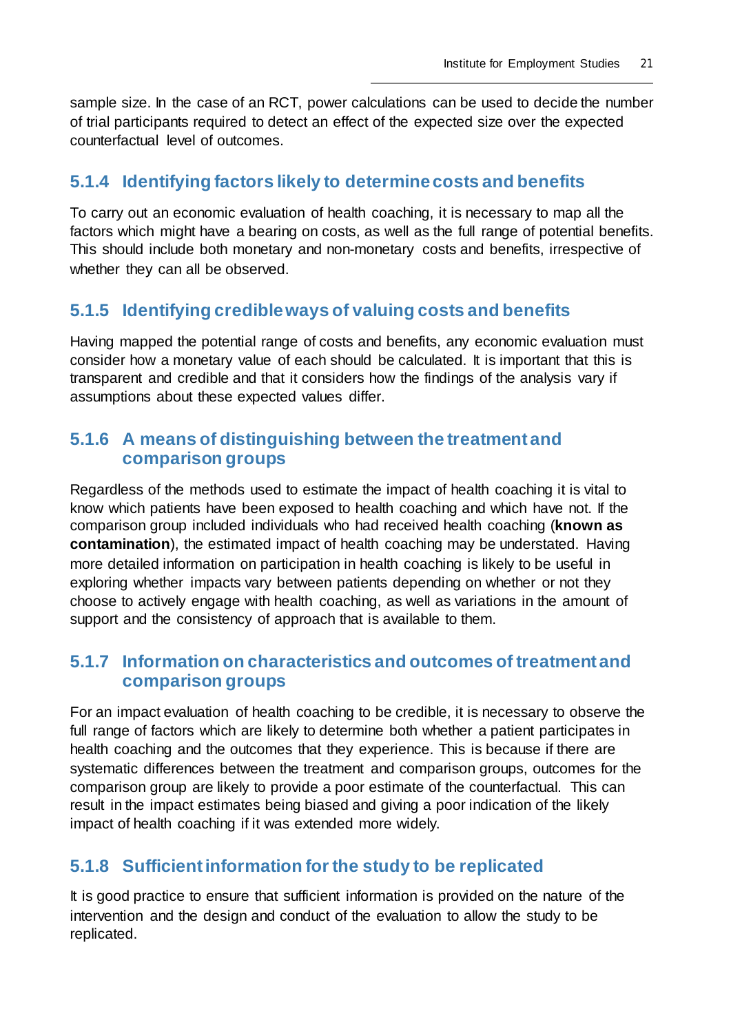sample size. In the case of an RCT, power calculations can be used to decide the number of trial participants required to detect an effect of the expected size over the expected counterfactual level of outcomes.

### 5.1.4 Identifying factors likely to determine costs and benefits

To carry out an economic evaluation of health coaching, it is necessary to map all the factors which might have a bearing on costs, as well as the full range of potential benefits. This should include both monetary and non-monetary costs and benefits, irrespective of whether they can all be observed.

### 5.1.5 Identifying credible ways of valuing costs and benefits

Having mapped the potential range of costs and benefits, any economic evaluation must consider how a monetary value of each should be calculated. It is important that this is transparent and credible and that it considers how the findings of the analysis vary if assumptions about these expected values differ.

### 5.1.6 A means of distinguishing between the treatment and comparison groups

Regardless of the methods used to estimate the impact of health coaching it is vital to know which patients have been exposed to health coaching and which have not. If the comparison group included individuals who had received health coaching (**known as contamination**), the estimated impact of health coaching may be understated. Having more detailed information on participation in health coaching is likely to be useful in exploring whether impacts vary between patients depending on whether or not they choose to actively engage with health coaching, as well as variations in the amount of support and the consistency of approach that is available to them.

### 5.1.7 Information on characteristics and outcomes of treatment and comparison groups

For an impact evaluation of health coaching to be credible, it is necessary to observe the full range of factors which are likely to determine both whether a patient participates in health coaching and the outcomes that they experience. This is because if there are systematic differences between the treatment and comparison groups, outcomes for the comparison group are likely to provide a poor estimate of the counterfactual. This can result in the impact estimates being biased and giving a poor indication of the likely impact of health coaching if it was extended more widely.

### 5.1.8 Sufficient information for the study to be replicated

It is good practice to ensure that sufficient information is provided on the nature of the intervention and the design and conduct of the evaluation to allow the study to be replicated.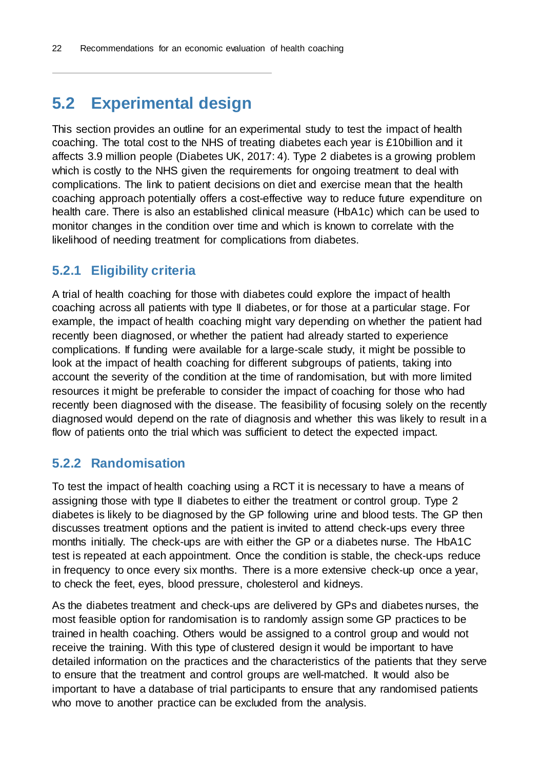## 5.2 Experimental design

This section provides an outline for an experimental study to test the impact of health coaching. The total cost to the NHS of treating diabetes each year is £10billion and it affects 3.9 million people (Diabetes UK, 2017: 4). Type 2 diabetes is a growing problem which is costly to the NHS given the requirements for ongoing treatment to deal with complications. The link to patient decisions on diet and exercise mean that the health coaching approach potentially offers a cost-effective way to reduce future expenditure on health care. There is also an established clinical measure (HbA1c) which can be used to monitor changes in the condition over time and which is known to correlate with the likelihood of needing treatment for complications from diabetes.

### 5.2.1 Eligibility criteria

A trial of health coaching for those with diabetes could explore the impact of health coaching across all patients with type II diabetes, or for those at a particular stage. For example, the impact of health coaching might vary depending on whether the patient had recently been diagnosed, or whether the patient had already started to experience complications. If funding were available for a large-scale study, it might be possible to look at the impact of health coaching for different subgroups of patients, taking into account the severity of the condition at the time of randomisation, but with more limited resources it might be preferable to consider the impact of coaching for those who had recently been diagnosed with the disease. The feasibility of focusing solely on the recently diagnosed would depend on the rate of diagnosis and whether this was likely to result in a flow of patients onto the trial which was sufficient to detect the expected impact.

### 5.2.2 Randomisation

To test the impact of health coaching using a RCT it is necessary to have a means of assigning those with type II diabetes to either the treatment or control group. Type 2 diabetes is likely to be diagnosed by the GP following urine and blood tests. The GP then discusses treatment options and the patient is invited to attend check-ups every three months initially. The check-ups are with either the GP or a diabetes nurse. The HbA1C test is repeated at each appointment. Once the condition is stable, the check-ups reduce in frequency to once every six months. There is a more extensive check-up once a year, to check the feet, eyes, blood pressure, cholesterol and kidneys.

As the diabetes treatment and check-ups are delivered by GPs and diabetes nurses, the most feasible option for randomisation is to randomly assign some GP practices to be trained in health coaching. Others would be assigned to a control group and would not receive the training. With this type of clustered design it would be important to have detailed information on the practices and the characteristics of the patients that they serve to ensure that the treatment and control groups are well-matched. It would also be important to have a database of trial participants to ensure that any randomised patients who move to another practice can be excluded from the analysis.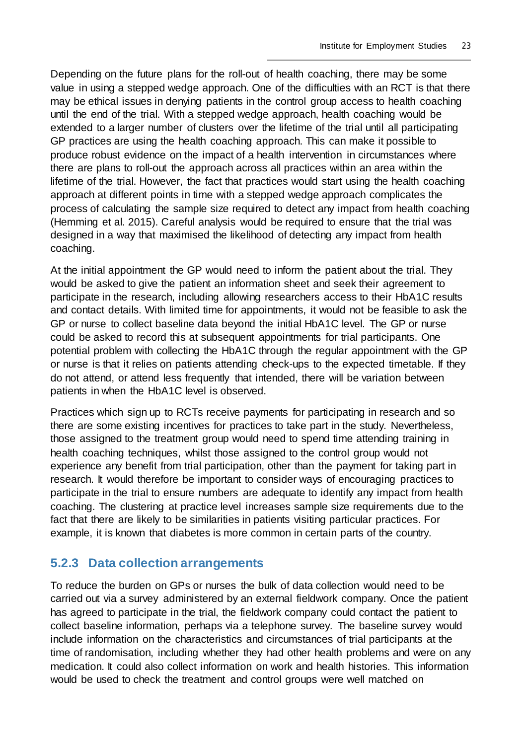Depending on the future plans for the roll-out of health coaching, there may be some value in using a stepped wedge approach. One of the difficulties with an RCT is that there may be ethical issues in denying patients in the control group access to health coaching until the end of the trial. With a stepped wedge approach, health coaching would be extended to a larger number of clusters over the lifetime of the trial until all participating GP practices are using the health coaching approach. This can make it possible to produce robust evidence on the impact of a health intervention in circumstances where there are plans to roll-out the approach across all practices within an area within the lifetime of the trial. However, the fact that practices would start using the health coaching approach at different points in time with a stepped wedge approach complicates the process of calculating the sample size required to detect any impact from health coaching (Hemming et al. 2015). Careful analysis would be required to ensure that the trial was designed in a way that maximised the likelihood of detecting any impact from health coaching.

At the initial appointment the GP would need to inform the patient about the trial. They would be asked to give the patient an information sheet and seek their agreement to participate in the research, including allowing researchers access to their HbA1C results and contact details. With limited time for appointments, it would not be feasible to ask the GP or nurse to collect baseline data beyond the initial HbA1C level. The GP or nurse could be asked to record this at subsequent appointments for trial participants. One potential problem with collecting the HbA1C through the regular appointment with the GP or nurse is that it relies on patients attending check-ups to the expected timetable. If they do not attend, or attend less frequently that intended, there will be variation between patients in when the HbA1C level is observed.

Practices which sign up to RCTs receive payments for participating in research and so there are some existing incentives for practices to take part in the study. Nevertheless, those assigned to the treatment group would need to spend time attending training in health coaching techniques, whilst those assigned to the control group would not experience any benefit from trial participation, other than the payment for taking part in research. It would therefore be important to consider ways of encouraging practices to participate in the trial to ensure numbers are adequate to identify any impact from health coaching. The clustering at practice level increases sample size requirements due to the fact that there are likely to be similarities in patients visiting particular practices. For example, it is known that diabetes is more common in certain parts of the country.

### 5.2.3 Data collection arrangements

To reduce the burden on GPs or nurses the bulk of data collection would need to be carried out via a survey administered by an external fieldwork company. Once the patient has agreed to participate in the trial, the fieldwork company could contact the patient to collect baseline information, perhaps via a telephone survey. The baseline survey would include information on the characteristics and circumstances of trial participants at the time of randomisation, including whether they had other health problems and were on any medication. It could also collect information on work and health histories. This information would be used to check the treatment and control groups were well matched on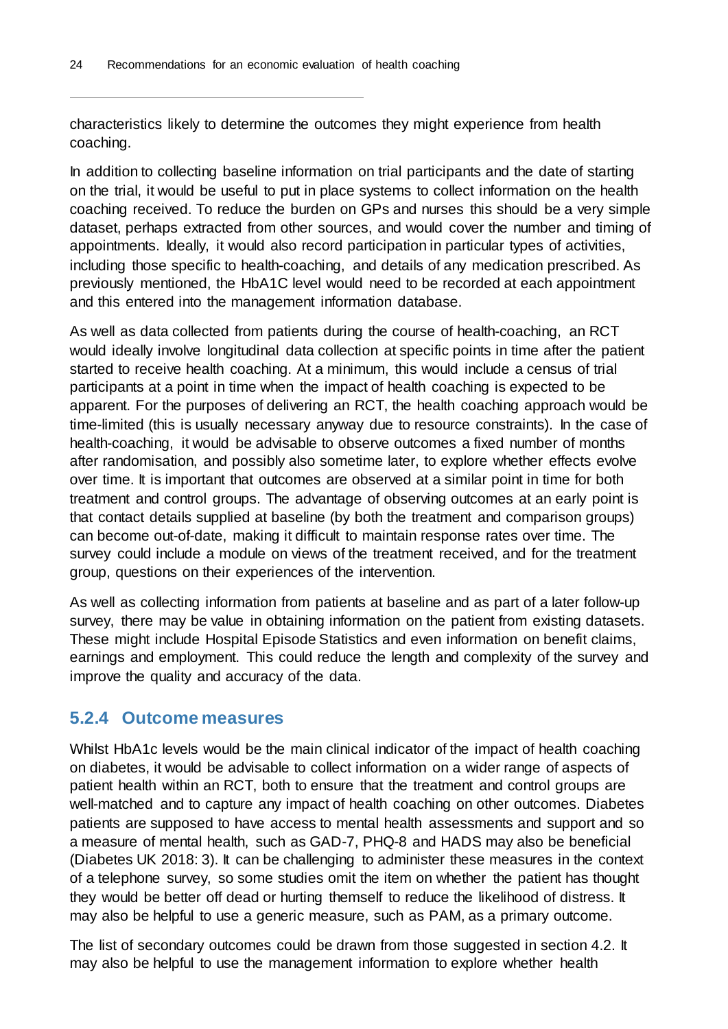characteristics likely to determine the outcomes they might experience from health coaching.

In addition to collecting baseline information on trial participants and the date of starting on the trial, it would be useful to put in place systems to collect information on the health coaching received. To reduce the burden on GPs and nurses this should be a very simple dataset, perhaps extracted from other sources, and would cover the number and timing of appointments. Ideally, it would also record participation in particular types of activities, including those specific to health-coaching, and details of any medication prescribed. As previously mentioned, the HbA1C level would need to be recorded at each appointment and this entered into the management information database.

As well as data collected from patients during the course of health-coaching, an RCT would ideally involve longitudinal data collection at specific points in time after the patient started to receive health coaching. At a minimum, this would include a census of trial participants at a point in time when the impact of health coaching is expected to be apparent. For the purposes of delivering an RCT, the health coaching approach would be time-limited (this is usually necessary anyway due to resource constraints). In the case of health-coaching, it would be advisable to observe outcomes a fixed number of months after randomisation, and possibly also sometime later, to explore whether effects evolve over time. It is important that outcomes are observed at a similar point in time for both treatment and control groups. The advantage of observing outcomes at an early point is that contact details supplied at baseline (by both the treatment and comparison groups) can become out-of-date, making it difficult to maintain response rates over time. The survey could include a module on views of the treatment received, and for the treatment group, questions on their experiences of the intervention.

As well as collecting information from patients at baseline and as part of a later follow-up survey, there may be value in obtaining information on the patient from existing datasets. These might include Hospital Episode Statistics and even information on benefit claims, earnings and employment. This could reduce the length and complexity of the survey and improve the quality and accuracy of the data.

### 5.2.4 Outcome measures

Whilst HbA1c levels would be the main clinical indicator of the impact of health coaching on diabetes, it would be advisable to collect information on a wider range of aspects of patient health within an RCT, both to ensure that the treatment and control groups are well-matched and to capture any impact of health coaching on other outcomes. Diabetes patients are supposed to have access to mental health assessments and support and so a measure of mental health, such as GAD-7, PHQ-8 and HADS may also be beneficial (Diabetes UK 2018: 3). It can be challenging to administer these measures in the context of a telephone survey, so some studies omit the item on whether the patient has thought they would be better off dead or hurting themself to reduce the likelihood of distress. It may also be helpful to use a generic measure, such as PAM, as a primary outcome.

The list of secondary outcomes could be drawn from those suggested in section 4.2. It may also be helpful to use the management information to explore whether health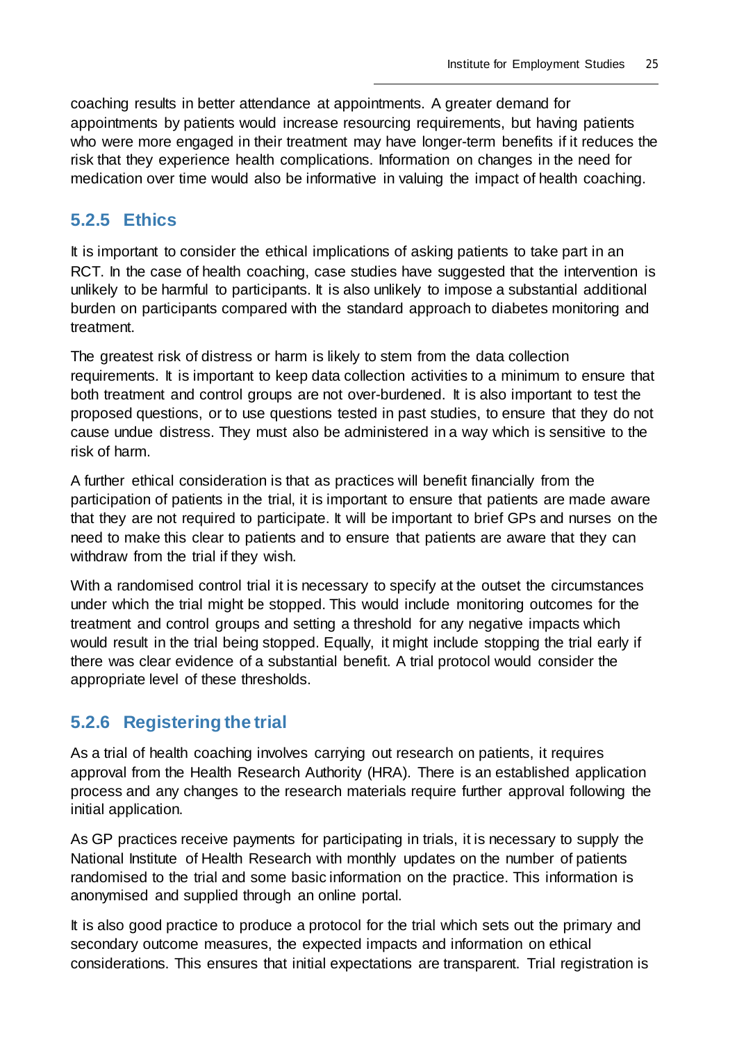coaching results in better attendance at appointments. A greater demand for appointments by patients would increase resourcing requirements, but having patients who were more engaged in their treatment may have longer-term benefits if it reduces the risk that they experience health complications. Information on changes in the need for medication over time would also be informative in valuing the impact of health coaching.

### 5.2.5 Ethics

It is important to consider the ethical implications of asking patients to take part in an RCT. In the case of health coaching, case studies have suggested that the intervention is unlikely to be harmful to participants. It is also unlikely to impose a substantial additional burden on participants compared with the standard approach to diabetes monitoring and treatment.

The greatest risk of distress or harm is likely to stem from the data collection requirements. It is important to keep data collection activities to a minimum to ensure that both treatment and control groups are not over-burdened. It is also important to test the proposed questions, or to use questions tested in past studies, to ensure that they do not cause undue distress. They must also be administered in a way which is sensitive to the risk of harm.

A further ethical consideration is that as practices will benefit financially from the participation of patients in the trial, it is important to ensure that patients are made aware that they are not required to participate. It will be important to brief GPs and nurses on the need to make this clear to patients and to ensure that patients are aware that they can withdraw from the trial if they wish.

With a randomised control trial it is necessary to specify at the outset the circumstances under which the trial might be stopped. This would include monitoring outcomes for the treatment and control groups and setting a threshold for any negative impacts which would result in the trial being stopped. Equally, it might include stopping the trial early if there was clear evidence of a substantial benefit. A trial protocol would consider the appropriate level of these thresholds.

### 5.2.6 Registering the trial

As a trial of health coaching involves carrying out research on patients, it requires approval from the Health Research Authority (HRA). There is an established application process and any changes to the research materials require further approval following the initial application.

As GP practices receive payments for participating in trials, it is necessary to supply the National Institute of Health Research with monthly updates on the number of patients randomised to the trial and some basic information on the practice. This information is anonymised and supplied through an online portal.

It is also good practice to produce a protocol for the trial which sets out the primary and secondary outcome measures, the expected impacts and information on ethical considerations. This ensures that initial expectations are transparent. Trial registration is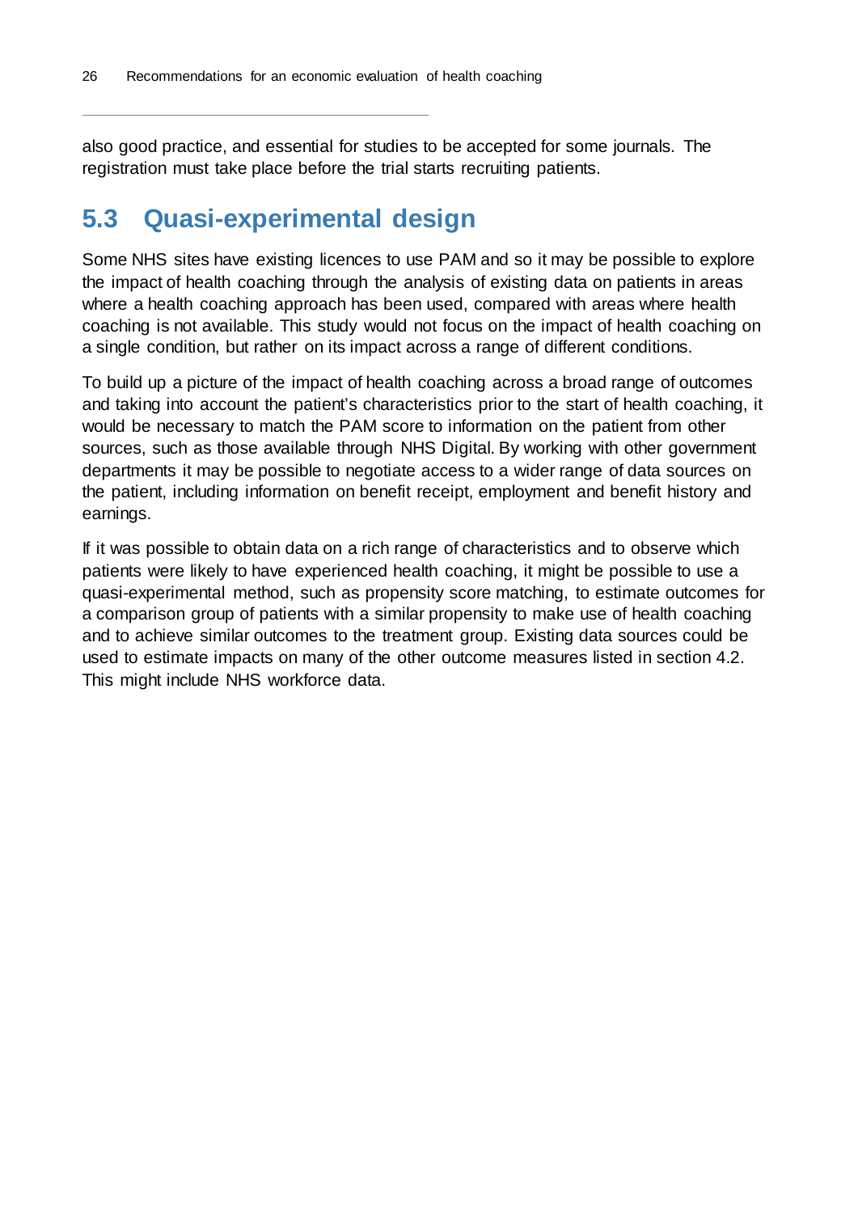also good practice, and essential for studies to be accepted for some journals. The registration must take place before the trial starts recruiting patients.

## 5.3 Quasi-experimental design

Some NHS sites have existing licences to use PAM and so it may be possible to explore the impact of health coaching through the analysis of existing data on patients in areas where a health coaching approach has been used, compared with areas where health coaching is not available. This study would not focus on the impact of health coaching on a single condition, but rather on its impact across a range of different conditions.

To build up a picture of the impact of health coaching across a broad range of outcomes and taking into account the patient's characteristics prior to the start of health coaching, it would be necessary to match the PAM score to information on the patient from other sources, such as those available through NHS Digital. By working with other government departments it may be possible to negotiate access to a wider range of data sources on the patient, including information on benefit receipt, employment and benefit history and earnings.

If it was possible to obtain data on a rich range of characteristics and to observe which patients were likely to have experienced health coaching, it might be possible to use a quasi-experimental method, such as propensity score matching, to estimate outcomes for a comparison group of patients with a similar propensity to make use of health coaching and to achieve similar outcomes to the treatment group. Existing data sources could be used to estimate impacts on many of the other outcome measures listed in section 4.2. This might include NHS workforce data.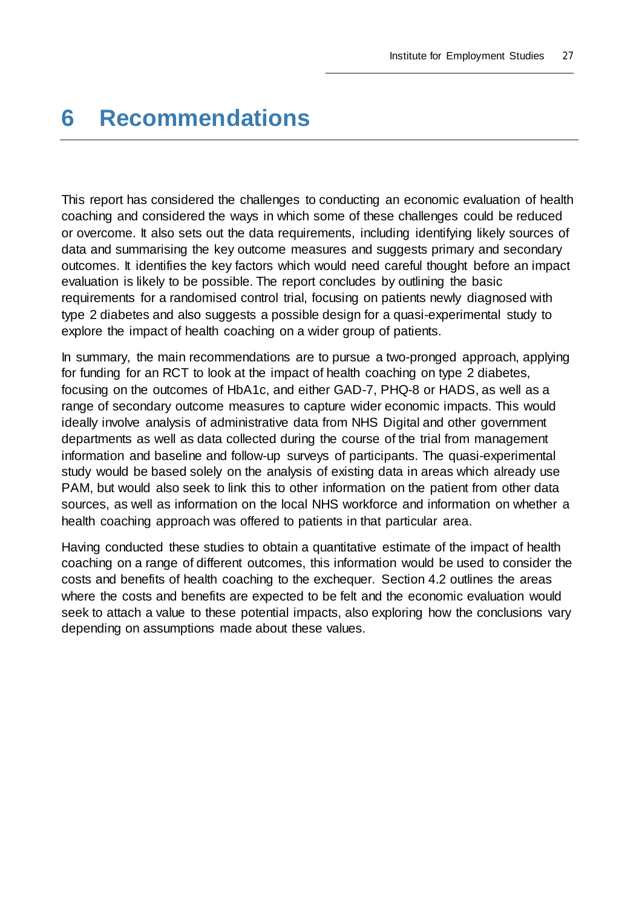# 6 Recommendations

This report has considered the challenges to conducting an economic evaluation of health coaching and considered the ways in which some of these challenges could be reduced or overcome. It also sets out the data requirements, including identifying likely sources of data and summarising the key outcome measures and suggests primary and secondary outcomes. It identifies the key factors which would need careful thought before an impact evaluation is likely to be possible. The report concludes by outlining the basic requirements for a randomised control trial, focusing on patients newly diagnosed with type 2 diabetes and also suggests a possible design for a quasi-experimental study to explore the impact of health coaching on a wider group of patients.

In summary, the main recommendations are to pursue a two-pronged approach, applying for funding for an RCT to look at the impact of health coaching on type 2 diabetes, focusing on the outcomes of HbA1c, and either GAD-7, PHQ-8 or HADS, as well as a range of secondary outcome measures to capture wider economic impacts. This would ideally involve analysis of administrative data from NHS Digital and other government departments as well as data collected during the course of the trial from management information and baseline and follow-up surveys of participants. The quasi-experimental study would be based solely on the analysis of existing data in areas which already use PAM, but would also seek to link this to other information on the patient from other data sources, as well as information on the local NHS workforce and information on whether a health coaching approach was offered to patients in that particular area.

Having conducted these studies to obtain a quantitative estimate of the impact of health coaching on a range of different outcomes, this information would be used to consider the costs and benefits of health coaching to the exchequer. Section 4.2 outlines the areas where the costs and benefits are expected to be felt and the economic evaluation would seek to attach a value to these potential impacts, also exploring how the conclusions vary depending on assumptions made about these values.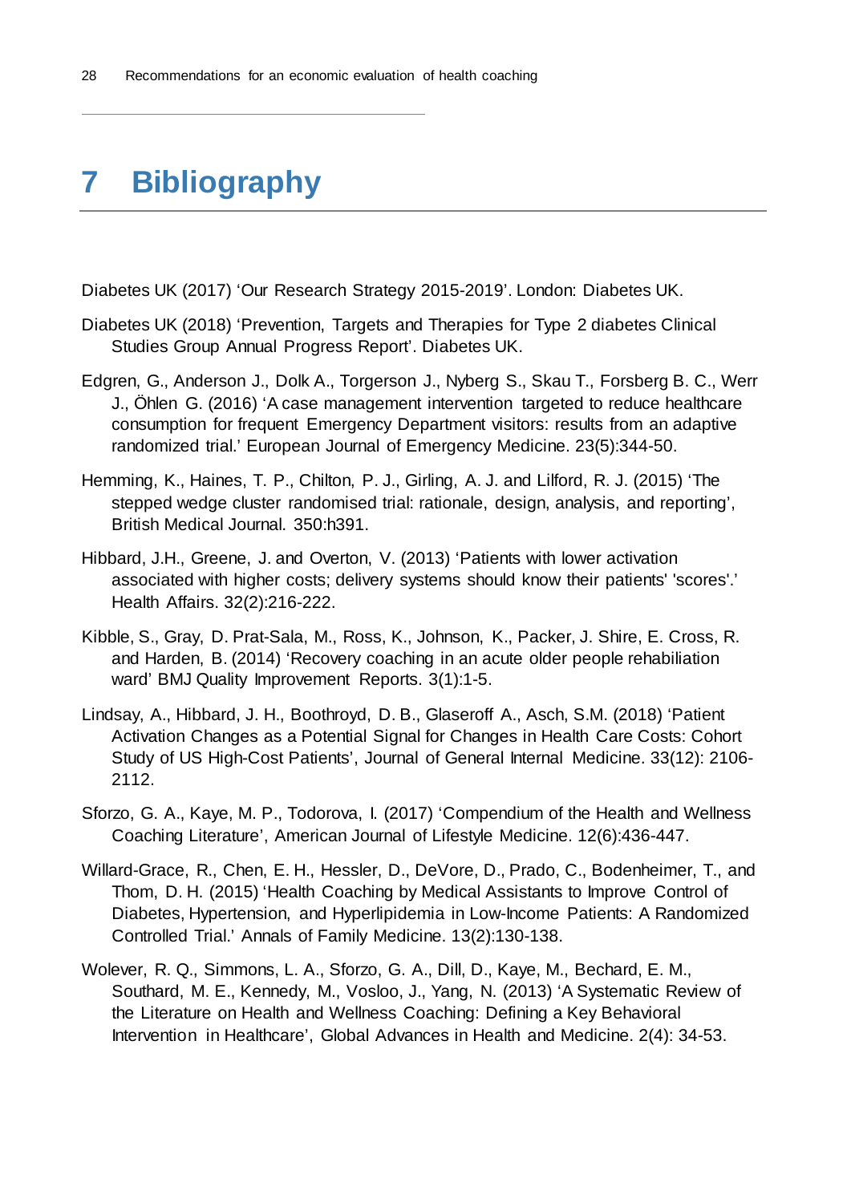# 7 Bibliography

Diabetes UK (2017) 'Our Research Strategy 2015-2019'. London: Diabetes UK.

Diabetes UK (2018) 'Prevention, Targets and Therapies for Type 2 diabetes Clinical Studies Group Annual Progress Report'. Diabetes UK.

Edgren, G., Anderson J., Dolk A., Torgerson J., Nyberg S., Skau T., Forsberg B. C., Werr J., Öhlen G. (2016) 'A case management intervention targeted to reduce healthcare consumption for frequent Emergency Department visitors: results from an adaptive randomized trial.' European Journal of Emergency Medicine. 23(5):344-50.

Hemming, K., Haines, T. P., Chilton, P. J., Girling, A. J. and Lilford, R. J. (2015) 'The stepped wedge cluster randomised trial: rationale, design, analysis, and reporting', British Medical Journal. 350:h391.

Hibbard, J.H., Greene, J. and Overton, V. (2013) 'Patients with lower activation associated with higher costs; delivery systems should know their patients' 'scores'.' Health Affairs. 32(2):216-222.

Kibble, S., Gray, D. Prat-Sala, M., Ross, K., Johnson, K., Packer, J. Shire, E. Cross, R. and Harden, B. (2014) 'Recovery coaching in an acute older people rehabiliation ward' BMJ Quality Improvement Reports. 3(1):1-5.

Lindsay, A., Hibbard, J. H., Boothroyd, D. B., Glaseroff A., Asch, S.M. (2018) 'Patient Activation Changes as a Potential Signal for Changes in Health Care Costs: Cohort Study of US High-Cost Patients', Journal of General Internal Medicine. 33(12): 2106-2112.

Sforzo, G. A., Kaye, M. P., Todorova, I. (2017) 'Compendium of the Health and Wellness Coaching Literature', American Journal of Lifestyle Medicine. 12(6):436-447.

Willard-Grace, R., Chen, E. H., Hessler, D., DeVore, D., Prado, C., Bodenheimer, T., and Thom, D. H. (2015) 'Health Coaching by Medical Assistants to Improve Control of Diabetes, Hypertension, and Hyperlipidemia in Low-Income Patients: A Randomized Controlled Trial.' Annals of Family Medicine. 13(2):130-138.

Wolever, R. Q., Simmons, L. A., Sforzo, G. A., Dill, D., Kaye, M., Bechard, E. M., Southard, M. E., Kennedy, M., Vosloo, J., Yang, N. (2013) 'A Systematic Review of the Literature on Health and Wellness Coaching: Defining a Key Behavioral Intervention in Healthcare', Global Advances in Health and Medicine. 2(4): 34-53.